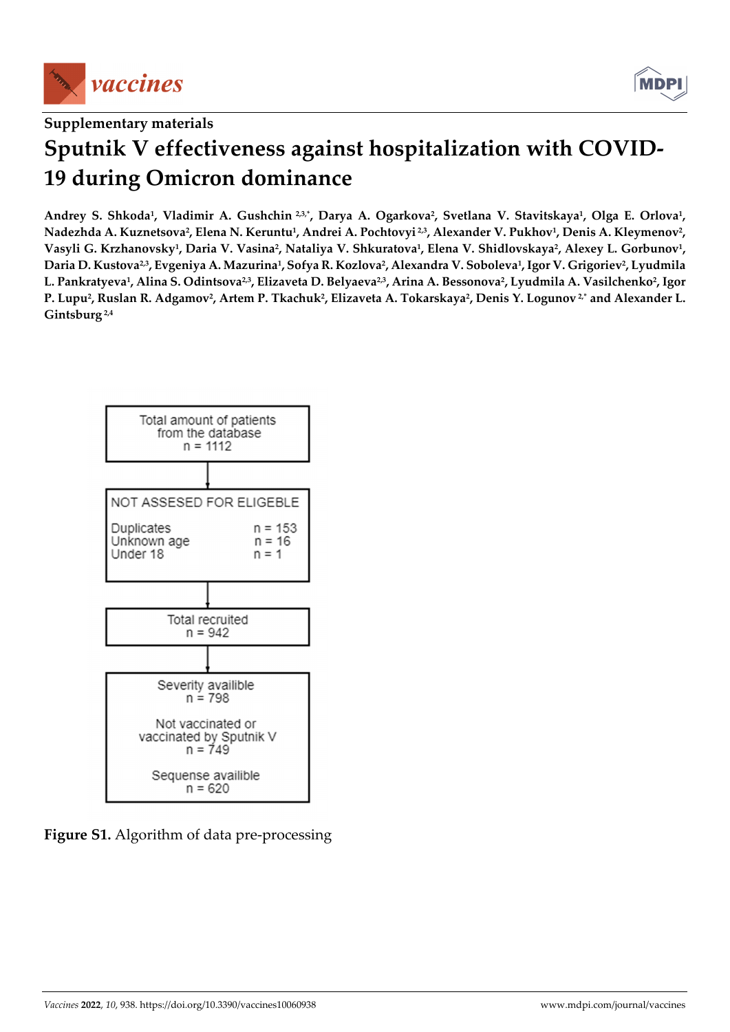Supplementary materials

# Sputnik V effectiveness against hospitalization with COVID-19 during Omicron dominance

**Andrey S. Shkoda[1], Vladimir A. Gushchin [2,3,*], Darya A. Ogarkova[2], Svetlana V. Stavitskaya[1], Olga E. Orlova[1], Nadezhda A. Kuznetsova[2], Elena N. Keruntu[1], Andrei A. Pochtovyi [2,3], Alexander V. Pukhov[1], Denis A. Kleymenov[2], Vasyli G. Krzhanovsky[1], Daria V. Vasina[2], Nataliya V. Shkuratova[1], Elena V. Shidlovskaya[2], Alexey L. Gorbunov[1], Daria D. Kustova[2,3], Evgeniya A. Mazurina[1], Sofya R. Kozlova[2], Alexandra V. Soboleva[1], Igor V. Grigoriev[2], Lyudmila L. Pankratyeva[1], Alina S. Odintsova[2,3], Elizaveta D. Belyaeva[2,3], Arina A. Bessonova[2], Lyudmila A. Vasilchenko[2], Igor P. Lupu[2], Ruslan R. Adgamov[2], Artem P. Tkachuk[2], Elizaveta A. Tokarskaya[2], Denis Y. Logunov [2,*] and Alexander L. Gintsburg [2,4]**

Total amount of patients from the database
n = 1112

NOT ASSESED FOR ELIGEBLE
Duplicates n = 153
Unknown age n = 16
Under 18 n = 1

Total recruited
n = 942

Severity availible
n = 798

Not vaccinated or vaccinated by Sputnik V
n = 749

Sequense availible
n = 620

**Figure S1.** Algorithm of data pre-processing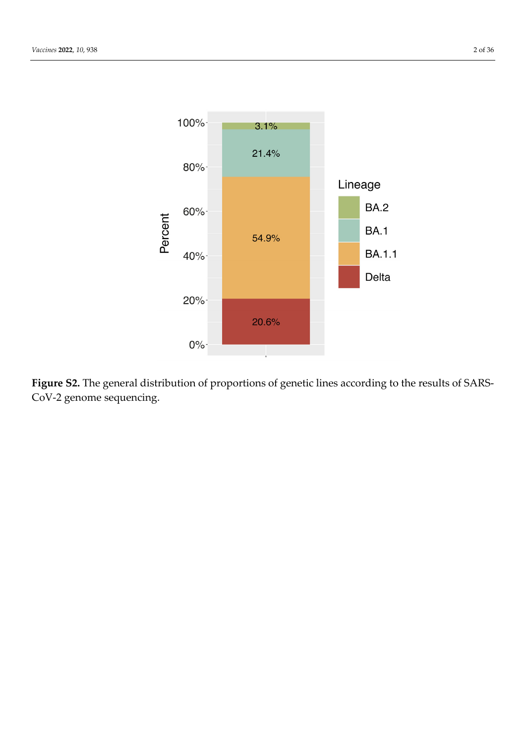100%
80%
60%
40%
20%
0%

Percent

3.1%
21.4%
54.9%
20.6%

Lineage
BA.2
BA.1
BA.1.1
Delta

**Figure S2.** The general distribution of proportions of genetic lines according to the results of SARS-CoV-2 genome sequencing.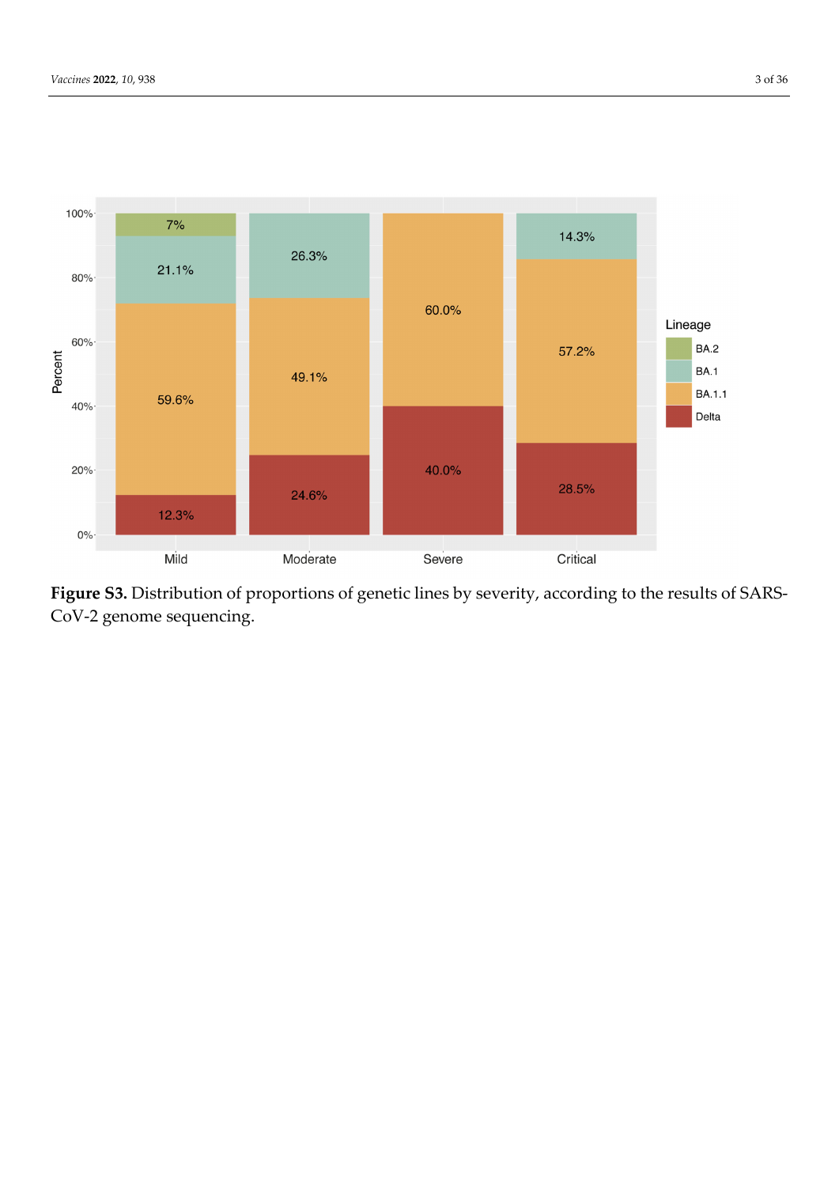100%
80%
60%
40%
20%
0%

Percent

7%
21.1%
59.6%
12.3%

26.3%
49.1%
24.6%

60.0%
40.0%

14.3%
57.2%
28.5%

Mild
Moderate
Severe
Critical

Lineage
BA.2
BA.1
BA.1.1
Delta

**Figure S3.** Distribution of proportions of genetic lines by severity, according to the results of SARS-CoV-2 genome sequencing.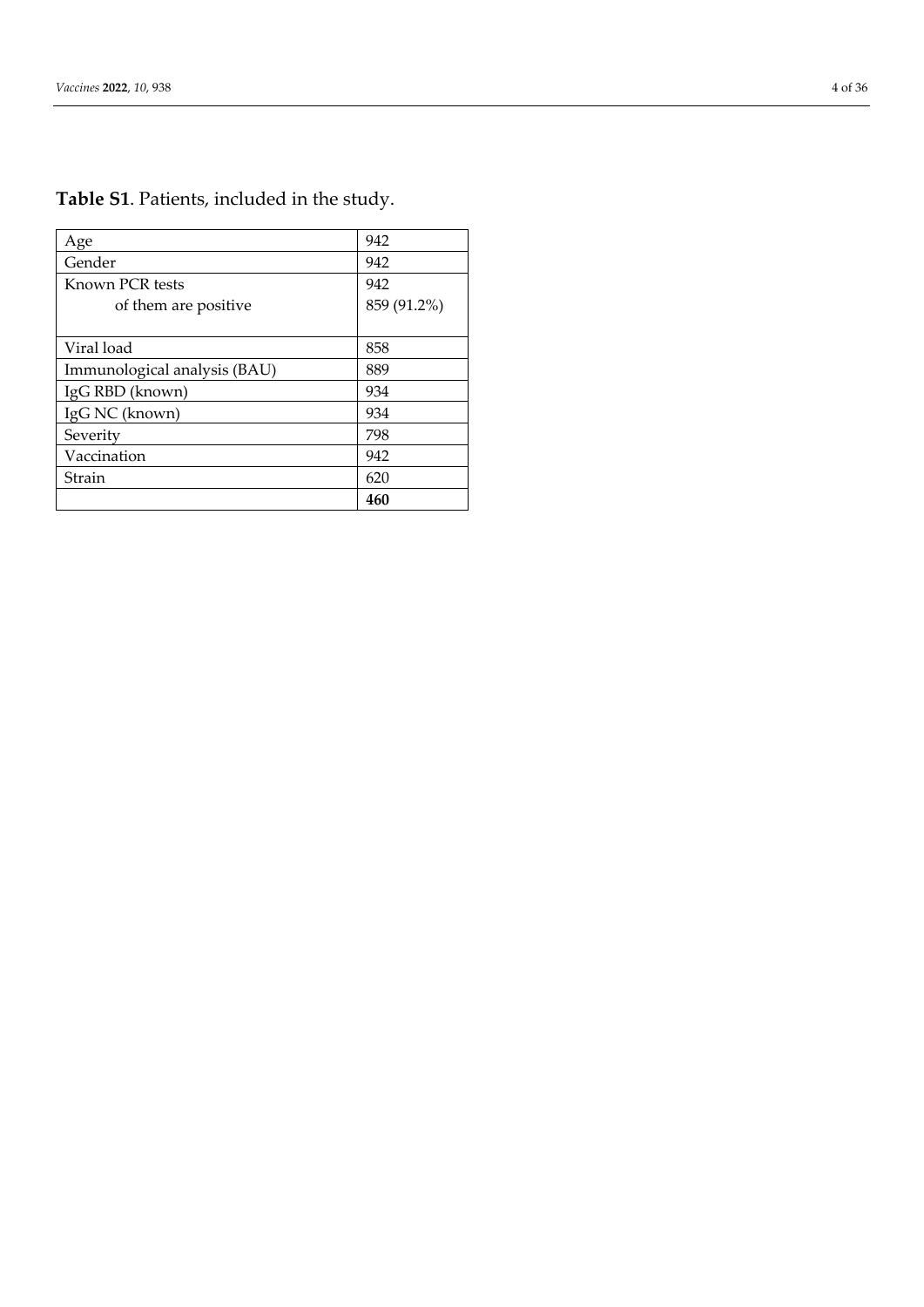**Table S1**. Patients, included in the study.

| | |
|---|---|
| Age | 942 |
| Gender | 942 |
| Known PCR tests | 942 |
| of them are positive | 859 (91.2%) |
| Viral load | 858 |
| Immunological analysis (BAU) | 889 |
| IgG RBD (known) | 934 |
| IgG NC (known) | 934 |
| Severity | 798 |
| Vaccination | 942 |
| Strain | 620 |
| | **460** |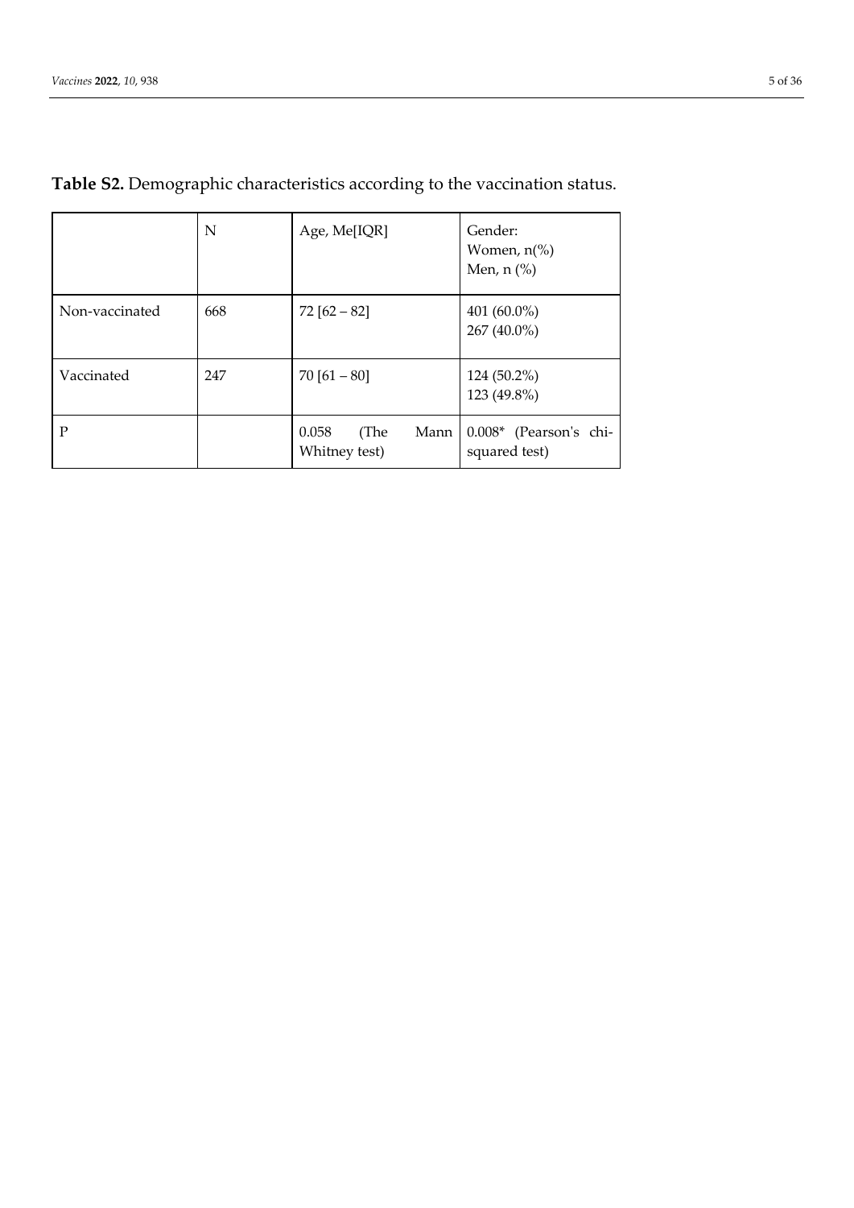**Table S2.** Demographic characteristics according to the vaccination status.

| | N | Age, Me[IQR] | Gender: Women, n(%) Men, n (%) |
|---|---|---|---|
| Non-vaccinated | 668 | 72 [62 – 82] | 401 (60.0%) 267 (40.0%) |
| Vaccinated | 247 | 70 [61 – 80] | 124 (50.2%) 123 (49.8%) |
| P | | 0.058 (The Mann Whitney test) | 0.008* (Pearson's chi-squared test) |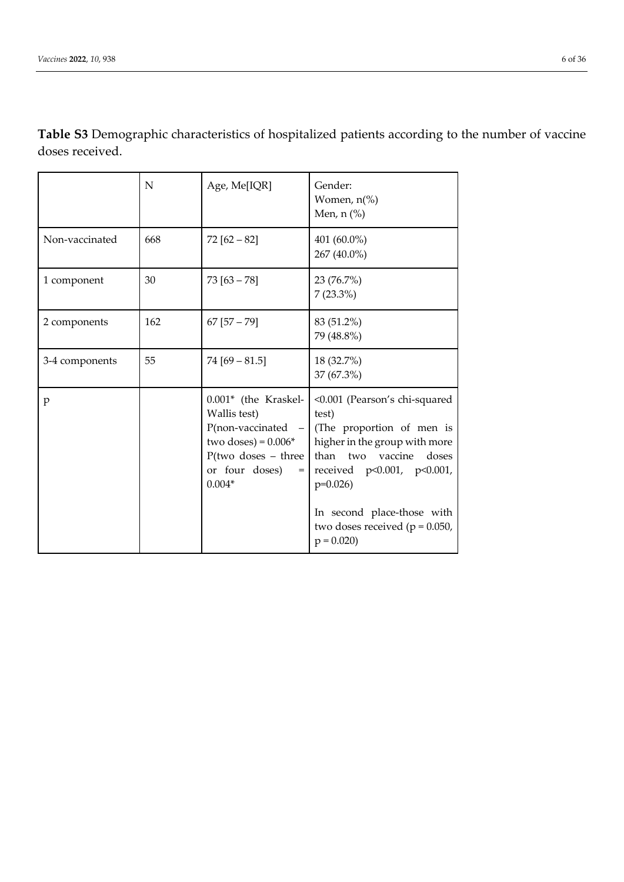**Table S3** Demographic characteristics of hospitalized patients according to the number of vaccine doses received.

| | N | Age, Me[IQR] | Gender:<br>Women, n(%)<br>Men, n (%) |
|---|---|---|---|
| Non-vaccinated | 668 | 72 [62 – 82] | 401 (60.0%)<br>267 (40.0%) |
| 1 component | 30 | 73 [63 – 78] | 23 (76.7%)<br>7 (23.3%) |
| 2 components | 162 | 67 [57 – 79] | 83 (51.2%)<br>79 (48.8%) |
| 3-4 components | 55 | 74 [69 – 81.5] | 18 (32.7%)<br>37 (67.3%) |
| p | | 0.001* (the Kraskel-Wallis test)<br>P(non-vaccinated – two doses) = 0.006*<br>P(two doses – three or four doses) = 0.004* | <0.001 (Pearson's chi-squared test)<br>(The proportion of men is higher in the group with more than two vaccine doses received p<0.001, p<0.001, p=0.026)<br><br>In second place-those with two doses received (p = 0.050, p = 0.020) |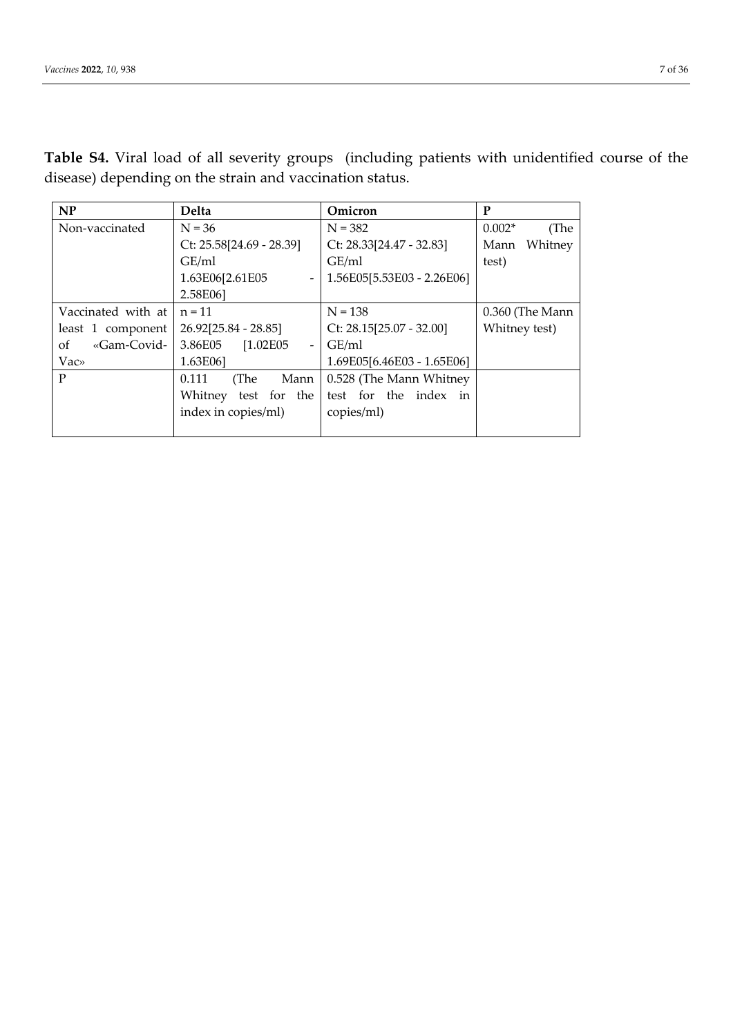**Table S4.** Viral load of all severity groups (including patients with unidentified course of the disease) depending on the strain and vaccination status.

| NP | Delta | Omicron | P |
| --- | --- | --- | --- |
| Non-vaccinated | N = 36<br>Ct: 25.58[24.69 - 28.39]<br>GE/ml<br>1.63E06[2.61E05 - 2.58E06] | N = 382<br>Ct: 28.33[24.47 - 32.83]<br>GE/ml<br>1.56E05[5.53E03 - 2.26E06] | 0.002* (The Mann Whitney test) |
| Vaccinated with at least 1 component of «Gam-Covid-Vac» | n = 11<br>26.92[25.84 - 28.85]<br>3.86E05 [1.02E05 - 1.63E06] | N = 138<br>Ct: 28.15[25.07 - 32.00]<br>GE/ml<br>1.69E05[6.46E03 - 1.65E06] | 0.360 (The Mann Whitney test) |
| P | 0.111 (The Mann Whitney test for the index in copies/ml) | 0.528 (The Mann Whitney test for the index in copies/ml) | |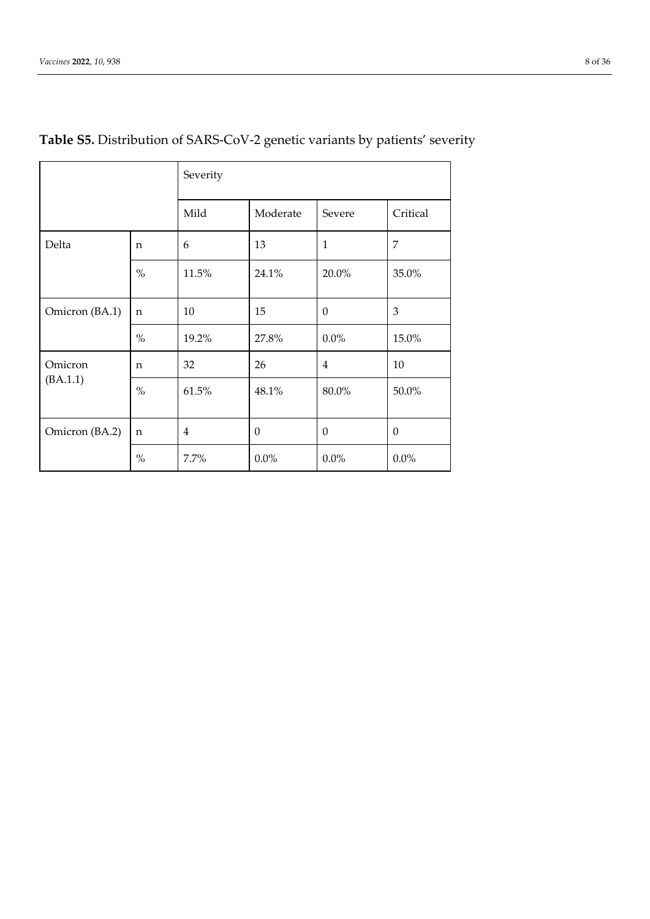**Table S5.** Distribution of SARS-CoV-2 genetic variants by patients' severity

| | | Severity | | | |
|---|---|---|---|---|---|
| | | Mild | Moderate | Severe | Critical |
| Delta | n | 6 | 13 | 1 | 7 |
| | % | 11.5% | 24.1% | 20.0% | 35.0% |
| Omicron (BA.1) | n | 10 | 15 | 0 | 3 |
| | % | 19.2% | 27.8% | 0.0% | 15.0% |
| Omicron (BA.1.1) | n | 32 | 26 | 4 | 10 |
| | % | 61.5% | 48.1% | 80.0% | 50.0% |
| Omicron (BA.2) | n | 4 | 0 | 0 | 0 |
| | % | 7.7% | 0.0% | 0.0% | 0.0% |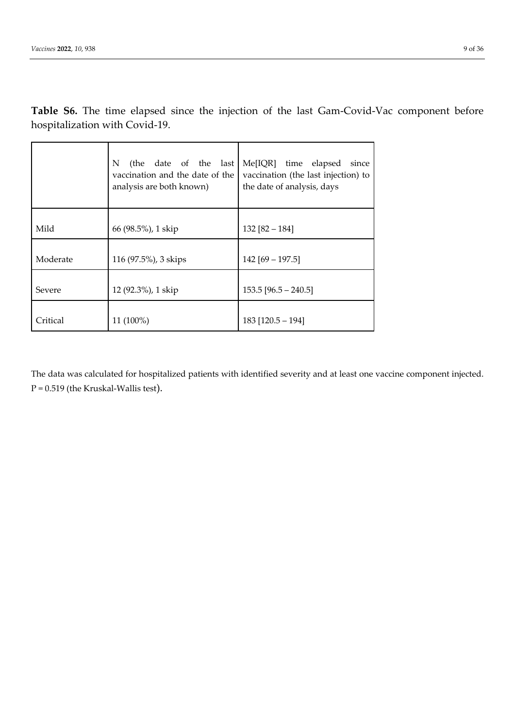**Table S6.** The time elapsed since the injection of the last Gam-Covid-Vac component before hospitalization with Covid-19.

| | N (the date of the last vaccination and the date of the analysis are both known) | Me[IQR] time elapsed since vaccination (the last injection) to the date of analysis, days |
|---|---|---|
| Mild | 66 (98.5%), 1 skip | 132 [82 – 184] |
| Moderate | 116 (97.5%), 3 skips | 142 [69 – 197.5] |
| Severe | 12 (92.3%), 1 skip | 153.5 [96.5 – 240.5] |
| Critical | 11 (100%) | 183 [120.5 – 194] |

The data was calculated for hospitalized patients with identified severity and at least one vaccine component injected. $P = 0.519$ (the Kruskal-Wallis test).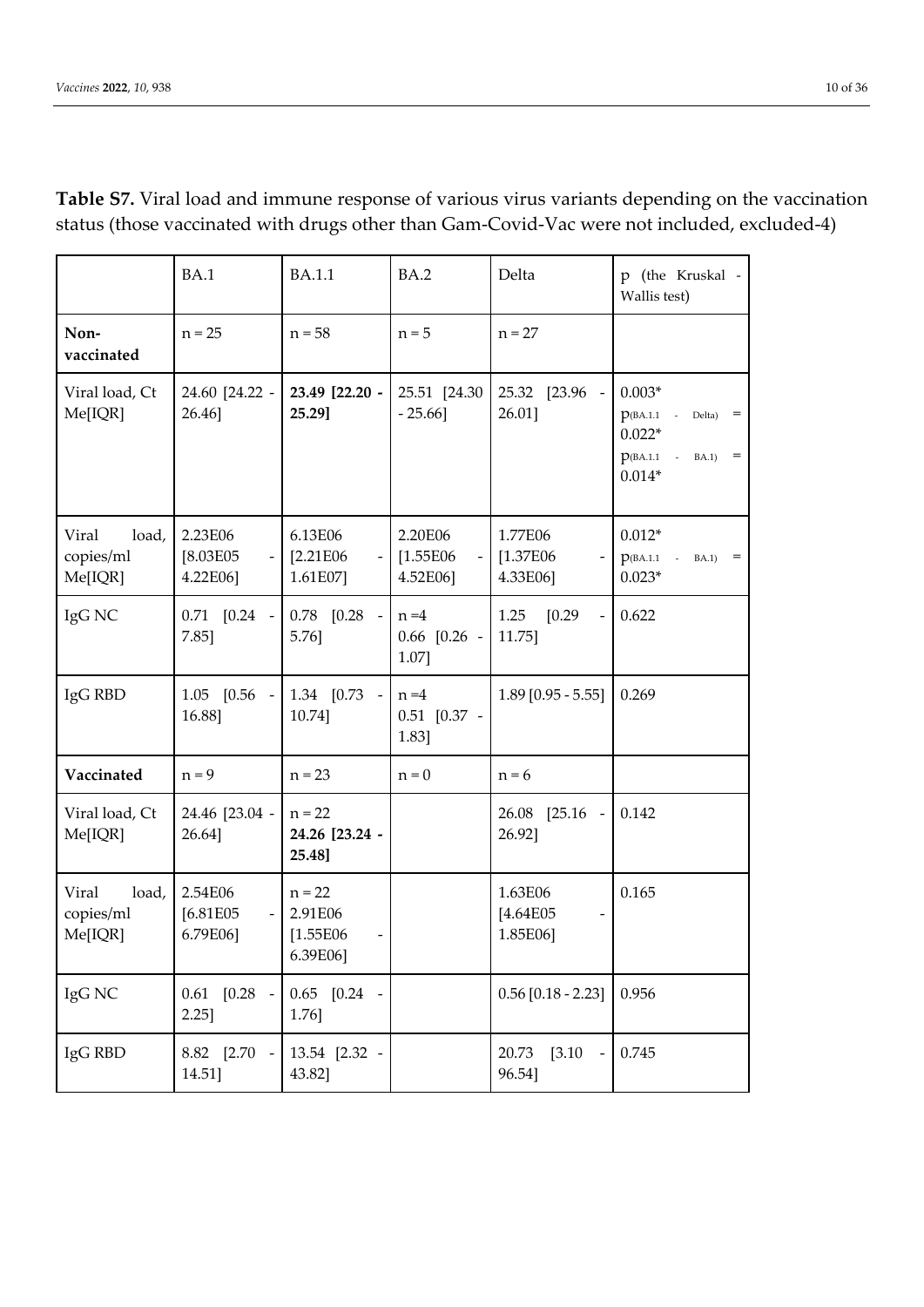**Table S7.** Viral load and immune response of various virus variants depending on the vaccination status (those vaccinated with drugs other than Gam-Covid-Vac were not included, excluded-4)

| | BA.1 | BA.1.1 | BA.2 | Delta | p (the Kruskal - Wallis test) |
|---|---|---|---|---|---|
| **Non-vaccinated** | n = 25 | n = 58 | n = 5 | n = 27 | |
| Viral load, Ct Me[IQR] | 24.60 [24.22 - 26.46] | **23.49 [22.20 - 25.29]** | 25.51 [24.30 - 25.66] | 25.32 [23.96 - 26.01] | 0.003* $p_{(BA.1.1 - Delta)}$ = 0.022* $p_{(BA.1.1 - BA.1)}$ = 0.014* |
| Viral load, copies/ml Me[IQR] | 2.23E06 [8.03E05 - 4.22E06] | 6.13E06 [2.21E06 - 1.61E07] | 2.20E06 [1.55E06 - 4.52E06] | 1.77E06 [1.37E06 - 4.33E06] | 0.012* $p_{(BA.1.1 - BA.1)}$ = 0.023* |
| IgG NC | 0.71 [0.24 - 7.85] | 0.78 [0.28 - 5.76] | n =4 0.66 [0.26 - 1.07] | 1.25 [0.29 - 11.75] | 0.622 |
| IgG RBD | 1.05 [0.56 - 16.88] | 1.34 [0.73 - 10.74] | n =4 0.51 [0.37 - 1.83] | 1.89 [0.95 - 5.55] | 0.269 |
| **Vaccinated** | n = 9 | n = 23 | n = 0 | n = 6 | |
| Viral load, Ct Me[IQR] | 24.46 [23.04 - 26.64] | n = 22 **24.26 [23.24 - 25.48]** | | 26.08 [25.16 - 26.92] | 0.142 |
| Viral load, copies/ml Me[IQR] | 2.54E06 [6.81E05 - 6.79E06] | n = 22 2.91E06 [1.55E06 - 6.39E06] | | 1.63E06 [4.64E05 - 1.85E06] | 0.165 |
| IgG NC | 0.61 [0.28 - 2.25] | 0.65 [0.24 - 1.76] | | 0.56 [0.18 - 2.23] | 0.956 |
| IgG RBD | 8.82 [2.70 - 14.51] | 13.54 [2.32 - 43.82] | | 20.73 [3.10 - 96.54] | 0.745 |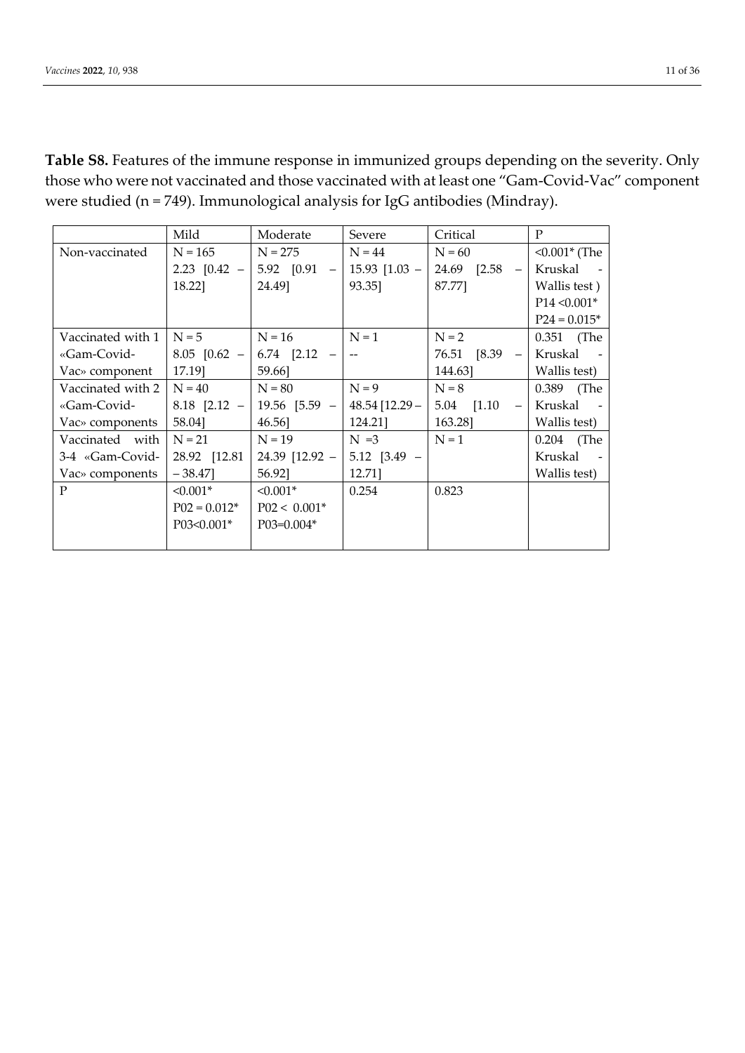**Table S8.** Features of the immune response in immunized groups depending on the severity. Only those who were not vaccinated and those vaccinated with at least one "Gam-Covid-Vac" component were studied (n = 749). Immunological analysis for IgG antibodies (Mindray).

| | Mild | Moderate | Severe | Critical | P |
|---|---|---|---|---|---|
| Non-vaccinated | N = 165 2.23 [0.42 – 18.22] | N = 275 5.92 [0.91 – 24.49] | N = 44 15.93 [1.03 – 93.35] | N = 60 24.69 [2.58 – 87.77] | <0.001* (The Kruskal - Wallis test ) P14 <0.001* P24 = 0.015* |
| Vaccinated with 1 «Gam-Covid-Vac» component | N = 5 8.05 [0.62 – 17.19] | N = 16 6.74 [2.12 – 59.66] | N = 1 -- | N = 2 76.51 [8.39 – 144.63] | 0.351 (The Kruskal - Wallis test) |
| Vaccinated with 2 «Gam-Covid-Vac» components | N = 40 8.18 [2.12 – 58.04] | N = 80 19.56 [5.59 – 46.56] | N = 9 48.54 [12.29 – 124.21] | N = 8 5.04 [1.10 – 163.28] | 0.389 (The Kruskal - Wallis test) |
| Vaccinated with 3-4 «Gam-Covid-Vac» components | N = 21 28.92 [12.81 – 38.47] | N = 19 24.39 [12.92 – 56.92] | N =3 5.12 [3.49 – 12.71] | N = 1 | 0.204 (The Kruskal - Wallis test) |
| P | <0.001* P02 = 0.012* P03<0.001* | <0.001* P02 < 0.001* P03=0.004* | 0.254 | 0.823 | |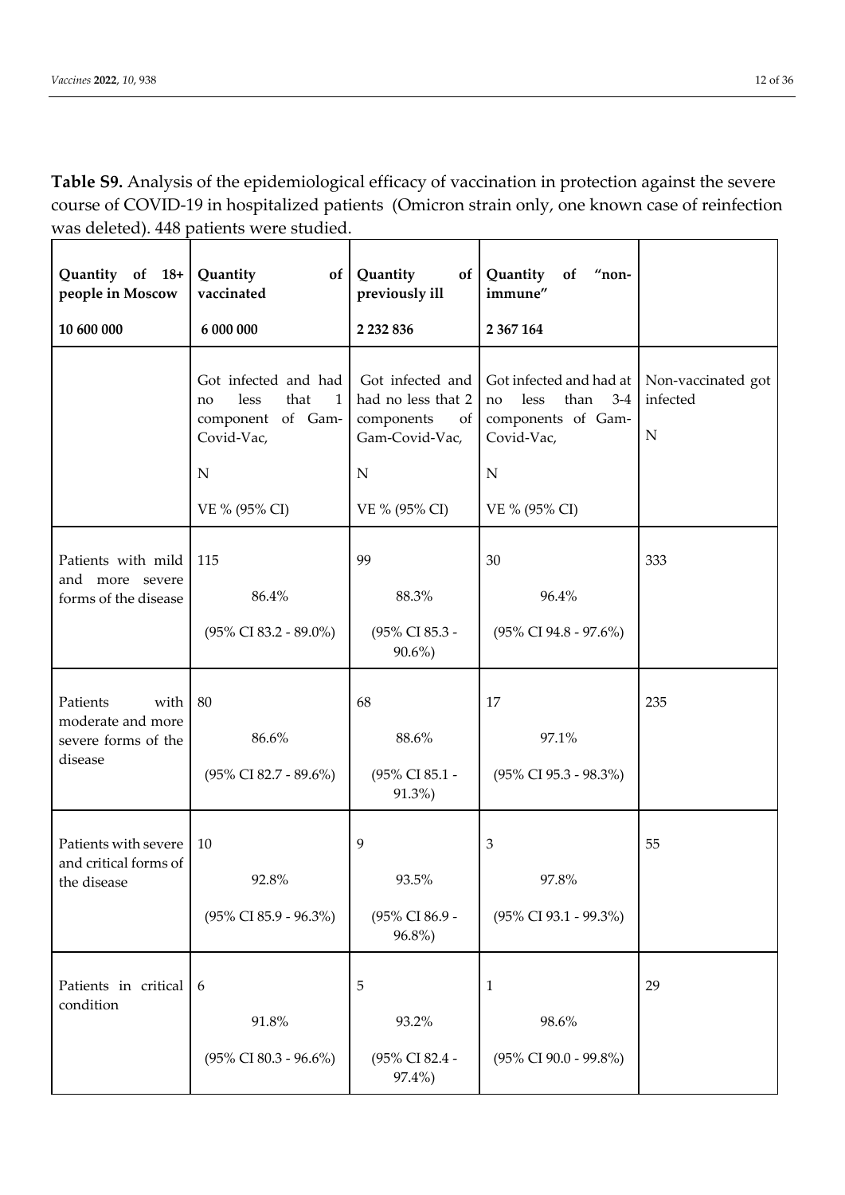**Table S9.** Analysis of the epidemiological efficacy of vaccination in protection against the severe course of COVID-19 in hospitalized patients (Omicron strain only, one known case of reinfection was deleted). 448 patients were studied.

| **Quantity of 18+ people in Moscow**<br><br>**10 600 000** | **Quantity of vaccinated**<br><br>**6 000 000** | **Quantity of previously ill**<br><br>**2 232 836** | **Quantity of "non-immune"**<br><br>**2 367 164** | |
|---|---|---|---|---|
| | Got infected and had no less that 1 component of Gam-Covid-Vac,<br><br>N<br><br>VE % (95% CI) | Got infected and had no less that 2 components of Gam-Covid-Vac,<br><br>N<br><br>VE % (95% CI) | Got infected and had at no less than 3-4 components of Gam-Covid-Vac,<br><br>N<br><br>VE % (95% CI) | Non-vaccinated got infected<br><br>N |
| Patients with mild and more severe forms of the disease | 115<br><br>86.4%<br><br>(95% CI 83.2 - 89.0%) | 99<br><br>88.3%<br><br>(95% CI 85.3 - 90.6%) | 30<br><br>96.4%<br><br>(95% CI 94.8 - 97.6%) | 333 |
| Patients with moderate and more severe forms of the disease | 80<br><br>86.6%<br><br>(95% CI 82.7 - 89.6%) | 68<br><br>88.6%<br><br>(95% CI 85.1 - 91.3%) | 17<br><br>97.1%<br><br>(95% CI 95.3 - 98.3%) | 235 |
| Patients with severe and critical forms of the disease | 10<br><br>92.8%<br><br>(95% CI 85.9 - 96.3%) | 9<br><br>93.5%<br><br>(95% CI 86.9 - 96.8%) | 3<br><br>97.8%<br><br>(95% CI 93.1 - 99.3%) | 55 |
| Patients in critical condition | 6<br><br>91.8%<br><br>(95% CI 80.3 - 96.6%) | 5<br><br>93.2%<br><br>(95% CI 82.4 - 97.4%) | 1<br><br>98.6%<br><br>(95% CI 90.0 - 99.8%) | 29 |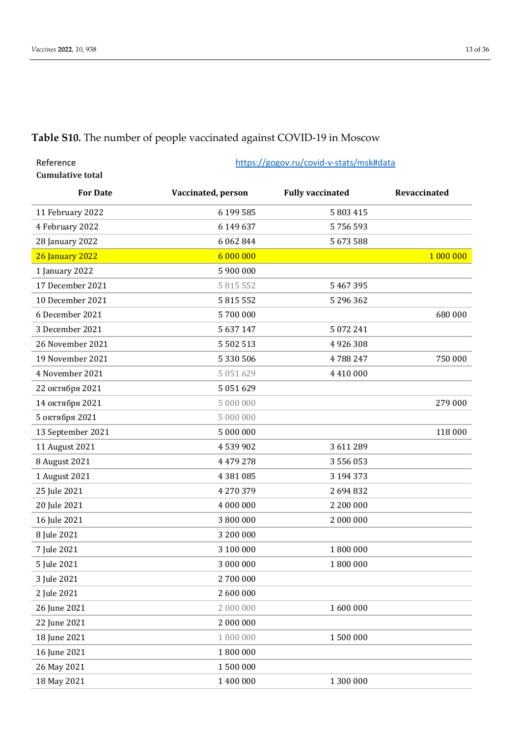**Table S10.** The number of people vaccinated against COVID-19 in Moscow

Reference https://gogov.ru/covid-v-stats/msk#data

**Cumulative total**

| For Date | Vaccinated, person | Fully vaccinated | Revaccinated |
|---|---|---|---|
| 11 February 2022 | 6 199 585 | 5 803 415 | |
| 4 February 2022 | 6 149 637 | 5 756 593 | |
| 28 January 2022 | 6 062 844 | 5 673 588 | |
| 26 January 2022 | 6 000 000 | | 1 000 000 |
| 1 January 2022 | 5 900 000 | | |
| 17 December 2021 | 5 815 552 | 5 467 395 | |
| 10 December 2021 | 5 815 552 | 5 296 362 | |
| 6 December 2021 | 5 700 000 | | 680 000 |
| 3 December 2021 | 5 637 147 | 5 072 241 | |
| 26 November 2021 | 5 502 513 | 4 926 308 | |
| 19 November 2021 | 5 330 506 | 4 788 247 | 750 000 |
| 4 November 2021 | 5 051 629 | 4 410 000 | |
| 22 октября 2021 | 5 051 629 | | |
| 14 октября 2021 | 5 000 000 | | 279 000 |
| 5 октября 2021 | 5 000 000 | | |
| 13 September 2021 | 5 000 000 | | 118 000 |
| 11 August 2021 | 4 539 902 | 3 611 289 | |
| 8 August 2021 | 4 479 278 | 3 556 053 | |
| 1 August 2021 | 4 381 085 | 3 194 373 | |
| 25 Jule 2021 | 4 270 379 | 2 694 832 | |
| 20 Jule 2021 | 4 000 000 | 2 200 000 | |
| 16 Jule 2021 | 3 800 000 | 2 000 000 | |
| 8 Jule 2021 | 3 200 000 | | |
| 7 Jule 2021 | 3 100 000 | 1 800 000 | |
| 5 Jule 2021 | 3 000 000 | 1 800 000 | |
| 3 Jule 2021 | 2 700 000 | | |
| 2 Jule 2021 | 2 600 000 | | |
| 26 June 2021 | 2 000 000 | 1 600 000 | |
| 22 June 2021 | 2 000 000 | | |
| 18 June 2021 | 1 800 000 | 1 500 000 | |
| 16 June 2021 | 1 800 000 | | |
| 26 May 2021 | 1 500 000 | | |
| 18 May 2021 | 1 400 000 | 1 300 000 | |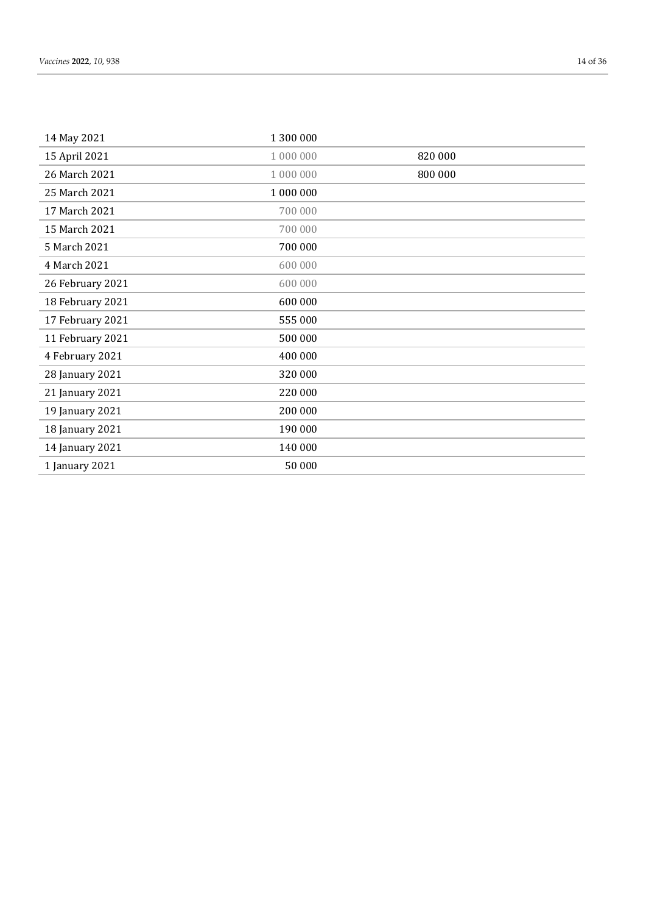| | | |
|---|---|---|
| 14 May 2021 | 1 300 000 | |
| 15 April 2021 | 1 000 000 | 820 000 |
| 26 March 2021 | 1 000 000 | 800 000 |
| 25 March 2021 | 1 000 000 | |
| 17 March 2021 | 700 000 | |
| 15 March 2021 | 700 000 | |
| 5 March 2021 | 700 000 | |
| 4 March 2021 | 600 000 | |
| 26 February 2021 | 600 000 | |
| 18 February 2021 | 600 000 | |
| 17 February 2021 | 555 000 | |
| 11 February 2021 | 500 000 | |
| 4 February 2021 | 400 000 | |
| 28 January 2021 | 320 000 | |
| 21 January 2021 | 220 000 | |
| 19 January 2021 | 200 000 | |
| 18 January 2021 | 190 000 | |
| 14 January 2021 | 140 000 | |
| 1 January 2021 | 50 000 | |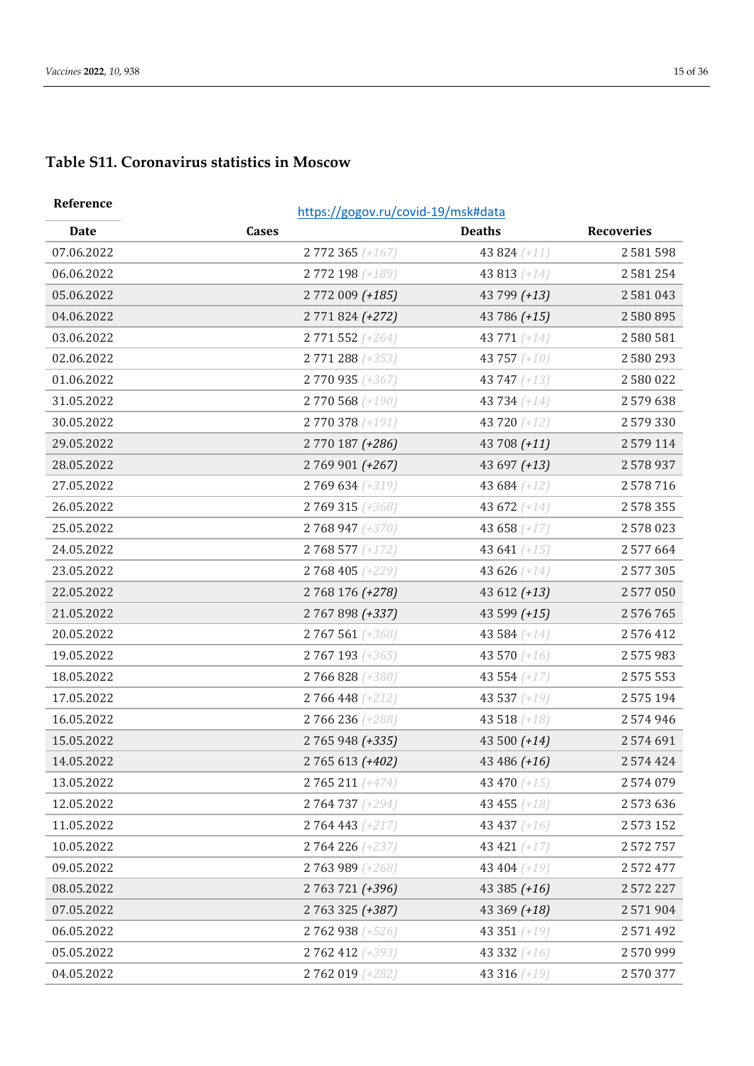### Table S11. Coronavirus statistics in Moscow

| Reference | https://gogov.ru/covid-19/msk#data | | |
|---|---|---|---|
| **Date** | **Cases** | **Deaths** | **Recoveries** |
| 07.06.2022 | 2 772 365 (+167) | 43 824 (+11) | 2 581 598 |
| 06.06.2022 | 2 772 198 (+189) | 43 813 (+14) | 2 581 254 |
| 05.06.2022 | 2 772 009 *(+185)* | 43 799 *(+13)* | 2 581 043 |
| 04.06.2022 | 2 771 824 *(+272)* | 43 786 *(+15)* | 2 580 895 |
| 03.06.2022 | 2 771 552 (+264) | 43 771 (+14) | 2 580 581 |
| 02.06.2022 | 2 771 288 (+353) | 43 757 (+10) | 2 580 293 |
| 01.06.2022 | 2 770 935 (+367) | 43 747 (+13) | 2 580 022 |
| 31.05.2022 | 2 770 568 (+190) | 43 734 (+14) | 2 579 638 |
| 30.05.2022 | 2 770 378 (+191) | 43 720 (+12) | 2 579 330 |
| 29.05.2022 | 2 770 187 *(+286)* | 43 708 *(+11)* | 2 579 114 |
| 28.05.2022 | 2 769 901 *(+267)* | 43 697 *(+13)* | 2 578 937 |
| 27.05.2022 | 2 769 634 (+319) | 43 684 (+12) | 2 578 716 |
| 26.05.2022 | 2 769 315 (+368) | 43 672 (+14) | 2 578 355 |
| 25.05.2022 | 2 768 947 (+370) | 43 658 (+17) | 2 578 023 |
| 24.05.2022 | 2 768 577 (+172) | 43 641 (+15) | 2 577 664 |
| 23.05.2022 | 2 768 405 (+229) | 43 626 (+14) | 2 577 305 |
| 22.05.2022 | 2 768 176 *(+278)* | 43 612 *(+13)* | 2 577 050 |
| 21.05.2022 | 2 767 898 *(+337)* | 43 599 *(+15)* | 2 576 765 |
| 20.05.2022 | 2 767 561 (+368) | 43 584 (+14) | 2 576 412 |
| 19.05.2022 | 2 767 193 (+365) | 43 570 (+16) | 2 575 983 |
| 18.05.2022 | 2 766 828 (+380) | 43 554 (+17) | 2 575 553 |
| 17.05.2022 | 2 766 448 (+212) | 43 537 (+19) | 2 575 194 |
| 16.05.2022 | 2 766 236 (+288) | 43 518 (+18) | 2 574 946 |
| 15.05.2022 | 2 765 948 *(+335)* | 43 500 *(+14)* | 2 574 691 |
| 14.05.2022 | 2 765 613 *(+402)* | 43 486 *(+16)* | 2 574 424 |
| 13.05.2022 | 2 765 211 (+474) | 43 470 (+15) | 2 574 079 |
| 12.05.2022 | 2 764 737 (+294) | 43 455 (+18) | 2 573 636 |
| 11.05.2022 | 2 764 443 (+217) | 43 437 (+16) | 2 573 152 |
| 10.05.2022 | 2 764 226 (+237) | 43 421 (+17) | 2 572 757 |
| 09.05.2022 | 2 763 989 (+268) | 43 404 (+19) | 2 572 477 |
| 08.05.2022 | 2 763 721 *(+396)* | 43 385 *(+16)* | 2 572 227 |
| 07.05.2022 | 2 763 325 *(+387)* | 43 369 *(+18)* | 2 571 904 |
| 06.05.2022 | 2 762 938 (+526) | 43 351 (+19) | 2 571 492 |
| 05.05.2022 | 2 762 412 (+393) | 43 332 (+16) | 2 570 999 |
| 04.05.2022 | 2 762 019 (+282) | 43 316 (+19) | 2 570 377 |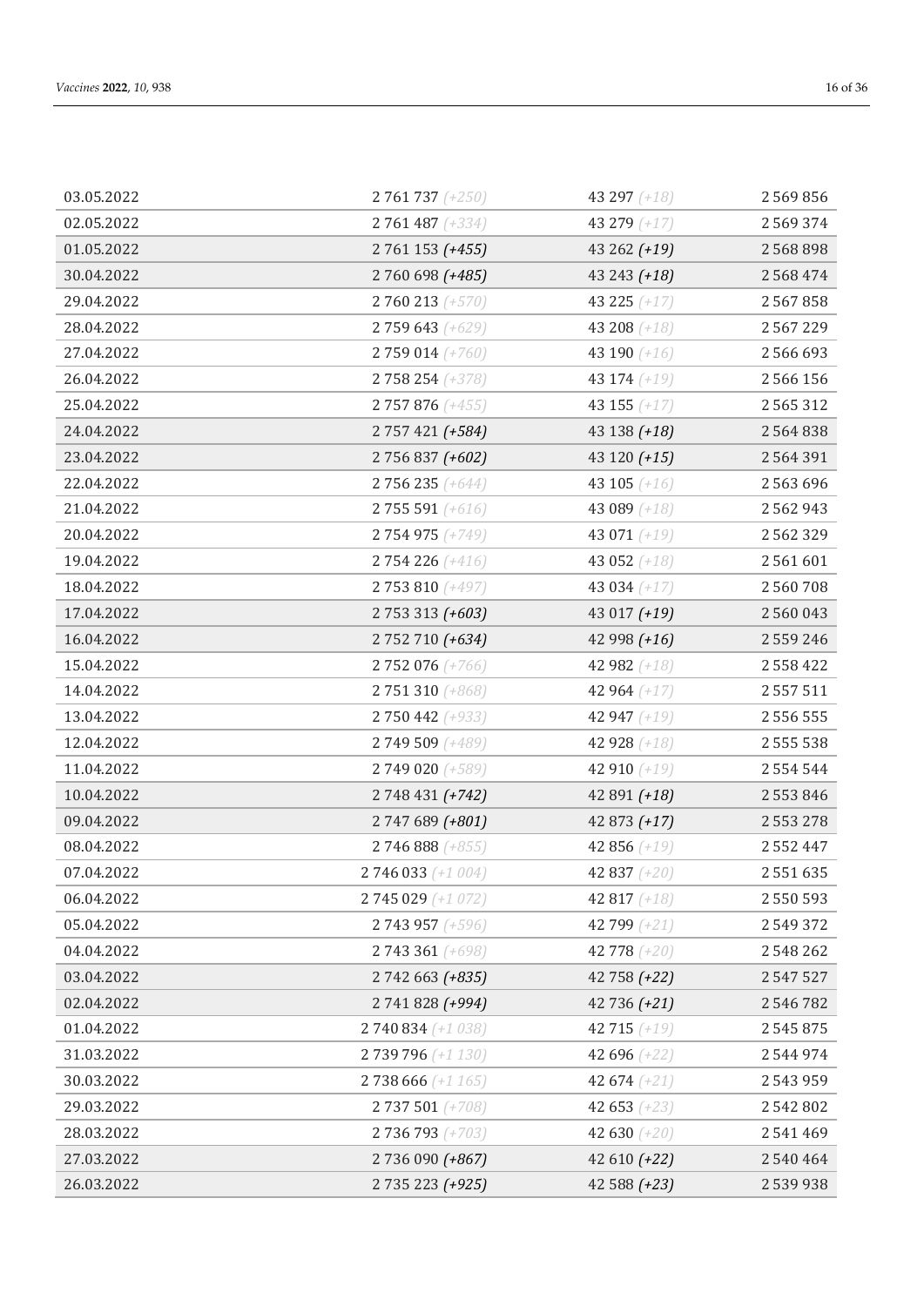| | | | |
|---|---|---|---|
| 03.05.2022 | 2 761 737 (+250) | 43 297 (+18) | 2 569 856 |
| 02.05.2022 | 2 761 487 (+334) | 43 279 (+17) | 2 569 374 |
| 01.05.2022 | 2 761 153 *(+455)* | 43 262 *(+19)* | 2 568 898 |
| 30.04.2022 | 2 760 698 *(+485)* | 43 243 *(+18)* | 2 568 474 |
| 29.04.2022 | 2 760 213 (+570) | 43 225 (+17) | 2 567 858 |
| 28.04.2022 | 2 759 643 (+629) | 43 208 (+18) | 2 567 229 |
| 27.04.2022 | 2 759 014 (+760) | 43 190 (+16) | 2 566 693 |
| 26.04.2022 | 2 758 254 (+378) | 43 174 (+19) | 2 566 156 |
| 25.04.2022 | 2 757 876 (+455) | 43 155 (+17) | 2 565 312 |
| 24.04.2022 | 2 757 421 *(+584)* | 43 138 *(+18)* | 2 564 838 |
| 23.04.2022 | 2 756 837 *(+602)* | 43 120 *(+15)* | 2 564 391 |
| 22.04.2022 | 2 756 235 (+644) | 43 105 (+16) | 2 563 696 |
| 21.04.2022 | 2 755 591 (+616) | 43 089 (+18) | 2 562 943 |
| 20.04.2022 | 2 754 975 (+749) | 43 071 (+19) | 2 562 329 |
| 19.04.2022 | 2 754 226 (+416) | 43 052 (+18) | 2 561 601 |
| 18.04.2022 | 2 753 810 (+497) | 43 034 (+17) | 2 560 708 |
| 17.04.2022 | 2 753 313 *(+603)* | 43 017 *(+19)* | 2 560 043 |
| 16.04.2022 | 2 752 710 *(+634)* | 42 998 *(+16)* | 2 559 246 |
| 15.04.2022 | 2 752 076 (+766) | 42 982 (+18) | 2 558 422 |
| 14.04.2022 | 2 751 310 (+868) | 42 964 (+17) | 2 557 511 |
| 13.04.2022 | 2 750 442 (+933) | 42 947 (+19) | 2 556 555 |
| 12.04.2022 | 2 749 509 (+489) | 42 928 (+18) | 2 555 538 |
| 11.04.2022 | 2 749 020 (+589) | 42 910 (+19) | 2 554 544 |
| 10.04.2022 | 2 748 431 *(+742)* | 42 891 *(+18)* | 2 553 846 |
| 09.04.2022 | 2 747 689 *(+801)* | 42 873 *(+17)* | 2 553 278 |
| 08.04.2022 | 2 746 888 (+855) | 42 856 (+19) | 2 552 447 |
| 07.04.2022 | 2 746 033 (+1 004) | 42 837 (+20) | 2 551 635 |
| 06.04.2022 | 2 745 029 (+1 072) | 42 817 (+18) | 2 550 593 |
| 05.04.2022 | 2 743 957 (+596) | 42 799 (+21) | 2 549 372 |
| 04.04.2022 | 2 743 361 (+698) | 42 778 (+20) | 2 548 262 |
| 03.04.2022 | 2 742 663 *(+835)* | 42 758 *(+22)* | 2 547 527 |
| 02.04.2022 | 2 741 828 *(+994)* | 42 736 *(+21)* | 2 546 782 |
| 01.04.2022 | 2 740 834 (+1 038) | 42 715 (+19) | 2 545 875 |
| 31.03.2022 | 2 739 796 (+1 130) | 42 696 (+22) | 2 544 974 |
| 30.03.2022 | 2 738 666 (+1 165) | 42 674 (+21) | 2 543 959 |
| 29.03.2022 | 2 737 501 (+708) | 42 653 (+23) | 2 542 802 |
| 28.03.2022 | 2 736 793 (+703) | 42 630 (+20) | 2 541 469 |
| 27.03.2022 | 2 736 090 *(+867)* | 42 610 *(+22)* | 2 540 464 |
| 26.03.2022 | 2 735 223 *(+925)* | 42 588 *(+23)* | 2 539 938 |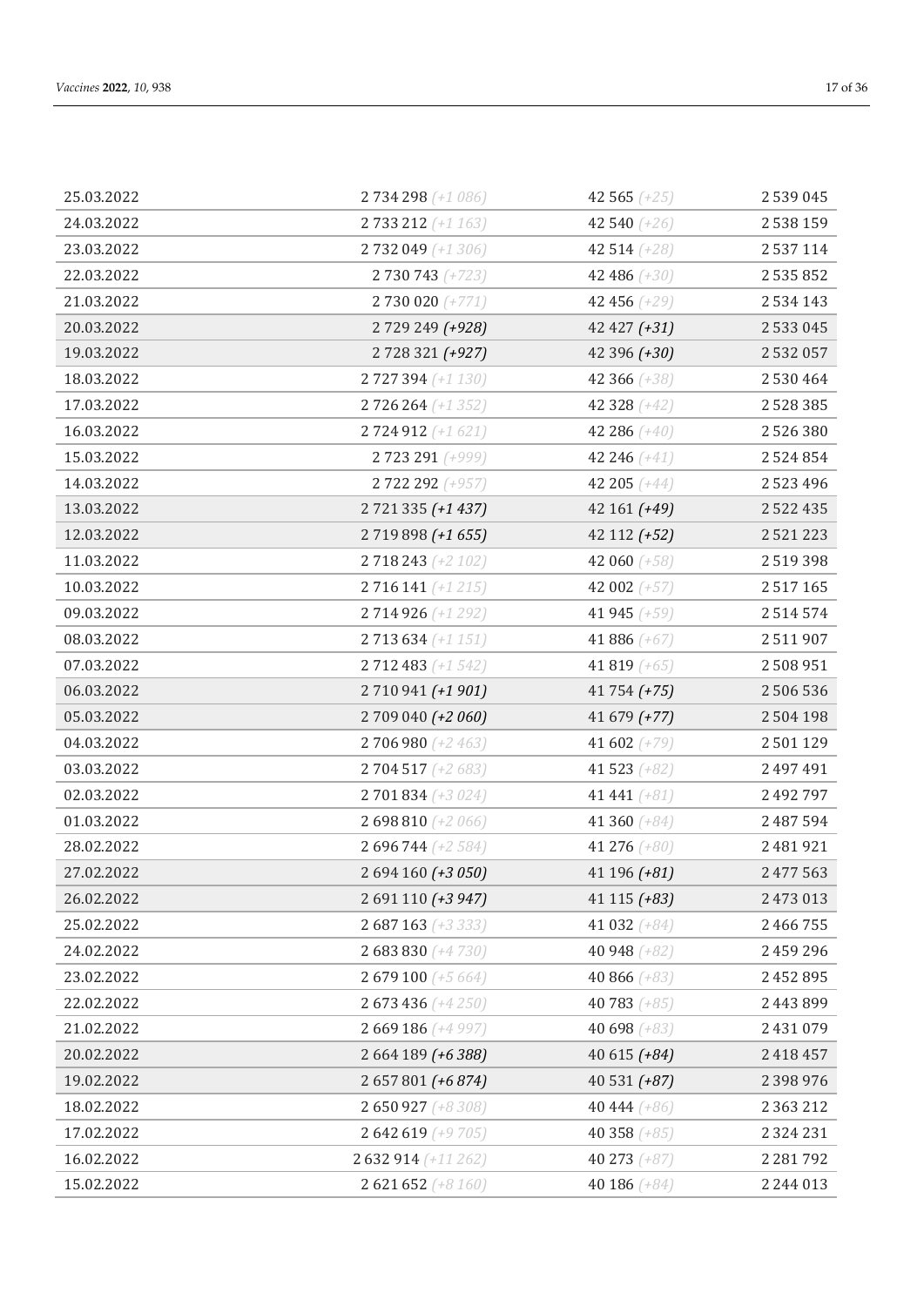| | | | |
|---|---|---|---|
| 25.03.2022 | 2 734 298 (+1 086) | 42 565 (+25) | 2 539 045 |
| 24.03.2022 | 2 733 212 (+1 163) | 42 540 (+26) | 2 538 159 |
| 23.03.2022 | 2 732 049 (+1 306) | 42 514 (+28) | 2 537 114 |
| 22.03.2022 | 2 730 743 (+723) | 42 486 (+30) | 2 535 852 |
| 21.03.2022 | 2 730 020 (+771) | 42 456 (+29) | 2 534 143 |
| 20.03.2022 | 2 729 249 ***(+928)*** | 42 427 ***(+31)*** | 2 533 045 |
| 19.03.2022 | 2 728 321 ***(+927)*** | 42 396 ***(+30)*** | 2 532 057 |
| 18.03.2022 | 2 727 394 (+1 130) | 42 366 (+38) | 2 530 464 |
| 17.03.2022 | 2 726 264 (+1 352) | 42 328 (+42) | 2 528 385 |
| 16.03.2022 | 2 724 912 (+1 621) | 42 286 (+40) | 2 526 380 |
| 15.03.2022 | 2 723 291 (+999) | 42 246 (+41) | 2 524 854 |
| 14.03.2022 | 2 722 292 (+957) | 42 205 (+44) | 2 523 496 |
| 13.03.2022 | 2 721 335 ***(+1 437)*** | 42 161 ***(+49)*** | 2 522 435 |
| 12.03.2022 | 2 719 898 ***(+1 655)*** | 42 112 ***(+52)*** | 2 521 223 |
| 11.03.2022 | 2 718 243 (+2 102) | 42 060 (+58) | 2 519 398 |
| 10.03.2022 | 2 716 141 (+1 215) | 42 002 (+57) | 2 517 165 |
| 09.03.2022 | 2 714 926 (+1 292) | 41 945 (+59) | 2 514 574 |
| 08.03.2022 | 2 713 634 (+1 151) | 41 886 (+67) | 2 511 907 |
| 07.03.2022 | 2 712 483 (+1 542) | 41 819 (+65) | 2 508 951 |
| 06.03.2022 | 2 710 941 ***(+1 901)*** | 41 754 ***(+75)*** | 2 506 536 |
| 05.03.2022 | 2 709 040 ***(+2 060)*** | 41 679 ***(+77)*** | 2 504 198 |
| 04.03.2022 | 2 706 980 (+2 463) | 41 602 (+79) | 2 501 129 |
| 03.03.2022 | 2 704 517 (+2 683) | 41 523 (+82) | 2 497 491 |
| 02.03.2022 | 2 701 834 (+3 024) | 41 441 (+81) | 2 492 797 |
| 01.03.2022 | 2 698 810 (+2 066) | 41 360 (+84) | 2 487 594 |
| 28.02.2022 | 2 696 744 (+2 584) | 41 276 (+80) | 2 481 921 |
| 27.02.2022 | 2 694 160 ***(+3 050)*** | 41 196 ***(+81)*** | 2 477 563 |
| 26.02.2022 | 2 691 110 ***(+3 947)*** | 41 115 ***(+83)*** | 2 473 013 |
| 25.02.2022 | 2 687 163 (+3 333) | 41 032 (+84) | 2 466 755 |
| 24.02.2022 | 2 683 830 (+4 730) | 40 948 (+82) | 2 459 296 |
| 23.02.2022 | 2 679 100 (+5 664) | 40 866 (+83) | 2 452 895 |
| 22.02.2022 | 2 673 436 (+4 250) | 40 783 (+85) | 2 443 899 |
| 21.02.2022 | 2 669 186 (+4 997) | 40 698 (+83) | 2 431 079 |
| 20.02.2022 | 2 664 189 ***(+6 388)*** | 40 615 ***(+84)*** | 2 418 457 |
| 19.02.2022 | 2 657 801 ***(+6 874)*** | 40 531 ***(+87)*** | 2 398 976 |
| 18.02.2022 | 2 650 927 (+8 308) | 40 444 (+86) | 2 363 212 |
| 17.02.2022 | 2 642 619 (+9 705) | 40 358 (+85) | 2 324 231 |
| 16.02.2022 | 2 632 914 (+11 262) | 40 273 (+87) | 2 281 792 |
| 15.02.2022 | 2 621 652 (+8 160) | 40 186 (+84) | 2 244 013 |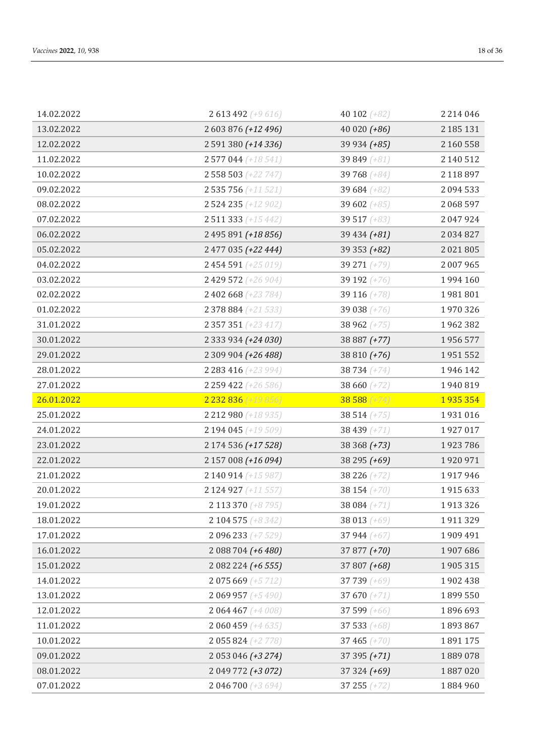| | | | |
|---|---|---|---|
| 14.02.2022 | 2 613 492 (+9 616) | 40 102 (+82) | 2 214 046 |
| 13.02.2022 | 2 603 876 *(+12 496)* | 40 020 *(+86)* | 2 185 131 |
| 12.02.2022 | 2 591 380 *(+14 336)* | 39 934 *(+85)* | 2 160 558 |
| 11.02.2022 | 2 577 044 (+18 541) | 39 849 (+81) | 2 140 512 |
| 10.02.2022 | 2 558 503 (+22 747) | 39 768 (+84) | 2 118 897 |
| 09.02.2022 | 2 535 756 (+11 521) | 39 684 (+82) | 2 094 533 |
| 08.02.2022 | 2 524 235 (+12 902) | 39 602 (+85) | 2 068 597 |
| 07.02.2022 | 2 511 333 (+15 442) | 39 517 (+83) | 2 047 924 |
| 06.02.2022 | 2 495 891 *(+18 856)* | 39 434 *(+81)* | 2 034 827 |
| 05.02.2022 | 2 477 035 *(+22 444)* | 39 353 *(+82)* | 2 021 805 |
| 04.02.2022 | 2 454 591 (+25 019) | 39 271 (+79) | 2 007 965 |
| 03.02.2022 | 2 429 572 (+26 904) | 39 192 (+76) | 1 994 160 |
| 02.02.2022 | 2 402 668 (+23 784) | 39 116 (+78) | 1 981 801 |
| 01.02.2022 | 2 378 884 (+21 533) | 39 038 (+76) | 1 970 326 |
| 31.01.2022 | 2 357 351 (+23 417) | 38 962 (+75) | 1 962 382 |
| 30.01.2022 | 2 333 934 *(+24 030)* | 38 887 *(+77)* | 1 956 577 |
| 29.01.2022 | 2 309 904 *(+26 488)* | 38 810 *(+76)* | 1 951 552 |
| 28.01.2022 | 2 283 416 (+23 994) | 38 734 (+74) | 1 946 142 |
| 27.01.2022 | 2 259 422 (+26 586) | 38 660 (+72) | 1 940 819 |
| 26.01.2022 | 2 232 836 (+19 856) | 38 588 (+74) | 1 935 354 |
| 25.01.2022 | 2 212 980 (+18 935) | 38 514 (+75) | 1 931 016 |
| 24.01.2022 | 2 194 045 (+19 509) | 38 439 (+71) | 1 927 017 |
| 23.01.2022 | 2 174 536 *(+17 528)* | 38 368 *(+73)* | 1 923 786 |
| 22.01.2022 | 2 157 008 *(+16 094)* | 38 295 *(+69)* | 1 920 971 |
| 21.01.2022 | 2 140 914 (+15 987) | 38 226 (+72) | 1 917 946 |
| 20.01.2022 | 2 124 927 (+11 557) | 38 154 (+70) | 1 915 633 |
| 19.01.2022 | 2 113 370 (+8 795) | 38 084 (+71) | 1 913 326 |
| 18.01.2022 | 2 104 575 (+8 342) | 38 013 (+69) | 1 911 329 |
| 17.01.2022 | 2 096 233 (+7 529) | 37 944 (+67) | 1 909 491 |
| 16.01.2022 | 2 088 704 *(+6 480)* | 37 877 *(+70)* | 1 907 686 |
| 15.01.2022 | 2 082 224 *(+6 555)* | 37 807 *(+68)* | 1 905 315 |
| 14.01.2022 | 2 075 669 (+5 712) | 37 739 (+69) | 1 902 438 |
| 13.01.2022 | 2 069 957 (+5 490) | 37 670 (+71) | 1 899 550 |
| 12.01.2022 | 2 064 467 (+4 008) | 37 599 (+66) | 1 896 693 |
| 11.01.2022 | 2 060 459 (+4 635) | 37 533 (+68) | 1 893 867 |
| 10.01.2022 | 2 055 824 (+2 778) | 37 465 (+70) | 1 891 175 |
| 09.01.2022 | 2 053 046 *(+3 274)* | 37 395 *(+71)* | 1 889 078 |
| 08.01.2022 | 2 049 772 *(+3 072)* | 37 324 *(+69)* | 1 887 020 |
| 07.01.2022 | 2 046 700 (+3 694) | 37 255 (+72) | 1 884 960 |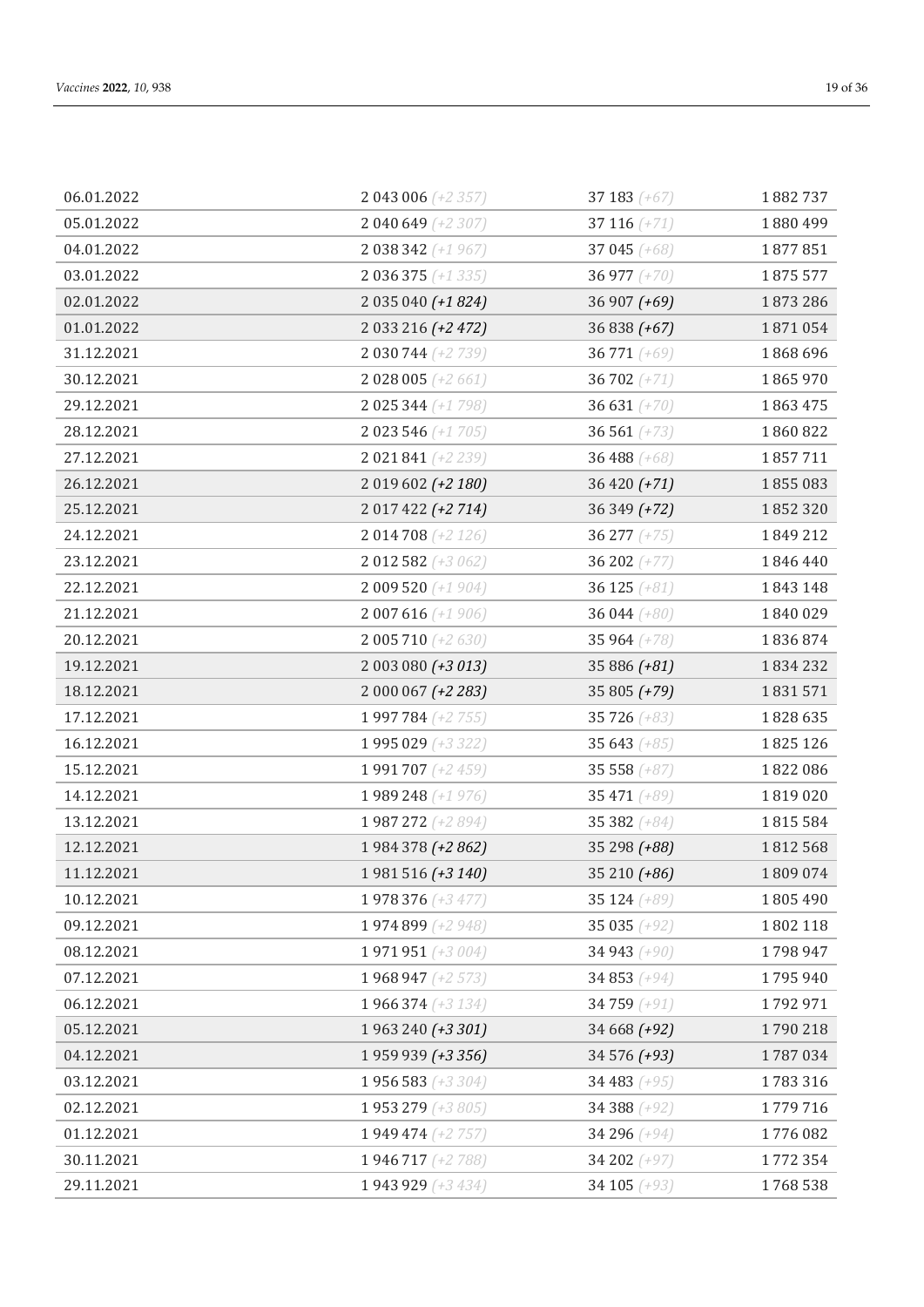| | | | |
|---|---|---|---|
| 06.01.2022 | 2 043 006 *(+2 357)* | 37 183 *(+67)* | 1 882 737 |
| 05.01.2022 | 2 040 649 *(+2 307)* | 37 116 *(+71)* | 1 880 499 |
| 04.01.2022 | 2 038 342 *(+1 967)* | 37 045 *(+68)* | 1 877 851 |
| 03.01.2022 | 2 036 375 *(+1 335)* | 36 977 *(+70)* | 1 875 577 |
| 02.01.2022 | 2 035 040 ***(+1 824)*** | 36 907 ***(+69)*** | 1 873 286 |
| 01.01.2022 | 2 033 216 ***(+2 472)*** | 36 838 ***(+67)*** | 1 871 054 |
| 31.12.2021 | 2 030 744 *(+2 739)* | 36 771 *(+69)* | 1 868 696 |
| 30.12.2021 | 2 028 005 *(+2 661)* | 36 702 *(+71)* | 1 865 970 |
| 29.12.2021 | 2 025 344 *(+1 798)* | 36 631 *(+70)* | 1 863 475 |
| 28.12.2021 | 2 023 546 *(+1 705)* | 36 561 *(+73)* | 1 860 822 |
| 27.12.2021 | 2 021 841 *(+2 239)* | 36 488 *(+68)* | 1 857 711 |
| 26.12.2021 | 2 019 602 ***(+2 180)*** | 36 420 ***(+71)*** | 1 855 083 |
| 25.12.2021 | 2 017 422 ***(+2 714)*** | 36 349 ***(+72)*** | 1 852 320 |
| 24.12.2021 | 2 014 708 *(+2 126)* | 36 277 *(+75)* | 1 849 212 |
| 23.12.2021 | 2 012 582 *(+3 062)* | 36 202 *(+77)* | 1 846 440 |
| 22.12.2021 | 2 009 520 *(+1 904)* | 36 125 *(+81)* | 1 843 148 |
| 21.12.2021 | 2 007 616 *(+1 906)* | 36 044 *(+80)* | 1 840 029 |
| 20.12.2021 | 2 005 710 *(+2 630)* | 35 964 *(+78)* | 1 836 874 |
| 19.12.2021 | 2 003 080 ***(+3 013)*** | 35 886 ***(+81)*** | 1 834 232 |
| 18.12.2021 | 2 000 067 ***(+2 283)*** | 35 805 ***(+79)*** | 1 831 571 |
| 17.12.2021 | 1 997 784 *(+2 755)* | 35 726 *(+83)* | 1 828 635 |
| 16.12.2021 | 1 995 029 *(+3 322)* | 35 643 *(+85)* | 1 825 126 |
| 15.12.2021 | 1 991 707 *(+2 459)* | 35 558 *(+87)* | 1 822 086 |
| 14.12.2021 | 1 989 248 *(+1 976)* | 35 471 *(+89)* | 1 819 020 |
| 13.12.2021 | 1 987 272 *(+2 894)* | 35 382 *(+84)* | 1 815 584 |
| 12.12.2021 | 1 984 378 ***(+2 862)*** | 35 298 ***(+88)*** | 1 812 568 |
| 11.12.2021 | 1 981 516 ***(+3 140)*** | 35 210 ***(+86)*** | 1 809 074 |
| 10.12.2021 | 1 978 376 *(+3 477)* | 35 124 *(+89)* | 1 805 490 |
| 09.12.2021 | 1 974 899 *(+2 948)* | 35 035 *(+92)* | 1 802 118 |
| 08.12.2021 | 1 971 951 *(+3 004)* | 34 943 *(+90)* | 1 798 947 |
| 07.12.2021 | 1 968 947 *(+2 573)* | 34 853 *(+94)* | 1 795 940 |
| 06.12.2021 | 1 966 374 *(+3 134)* | 34 759 *(+91)* | 1 792 971 |
| 05.12.2021 | 1 963 240 ***(+3 301)*** | 34 668 ***(+92)*** | 1 790 218 |
| 04.12.2021 | 1 959 939 ***(+3 356)*** | 34 576 ***(+93)*** | 1 787 034 |
| 03.12.2021 | 1 956 583 *(+3 304)* | 34 483 *(+95)* | 1 783 316 |
| 02.12.2021 | 1 953 279 *(+3 805)* | 34 388 *(+92)* | 1 779 716 |
| 01.12.2021 | 1 949 474 *(+2 757)* | 34 296 *(+94)* | 1 776 082 |
| 30.11.2021 | 1 946 717 *(+2 788)* | 34 202 *(+97)* | 1 772 354 |
| 29.11.2021 | 1 943 929 *(+3 434)* | 34 105 *(+93)* | 1 768 538 |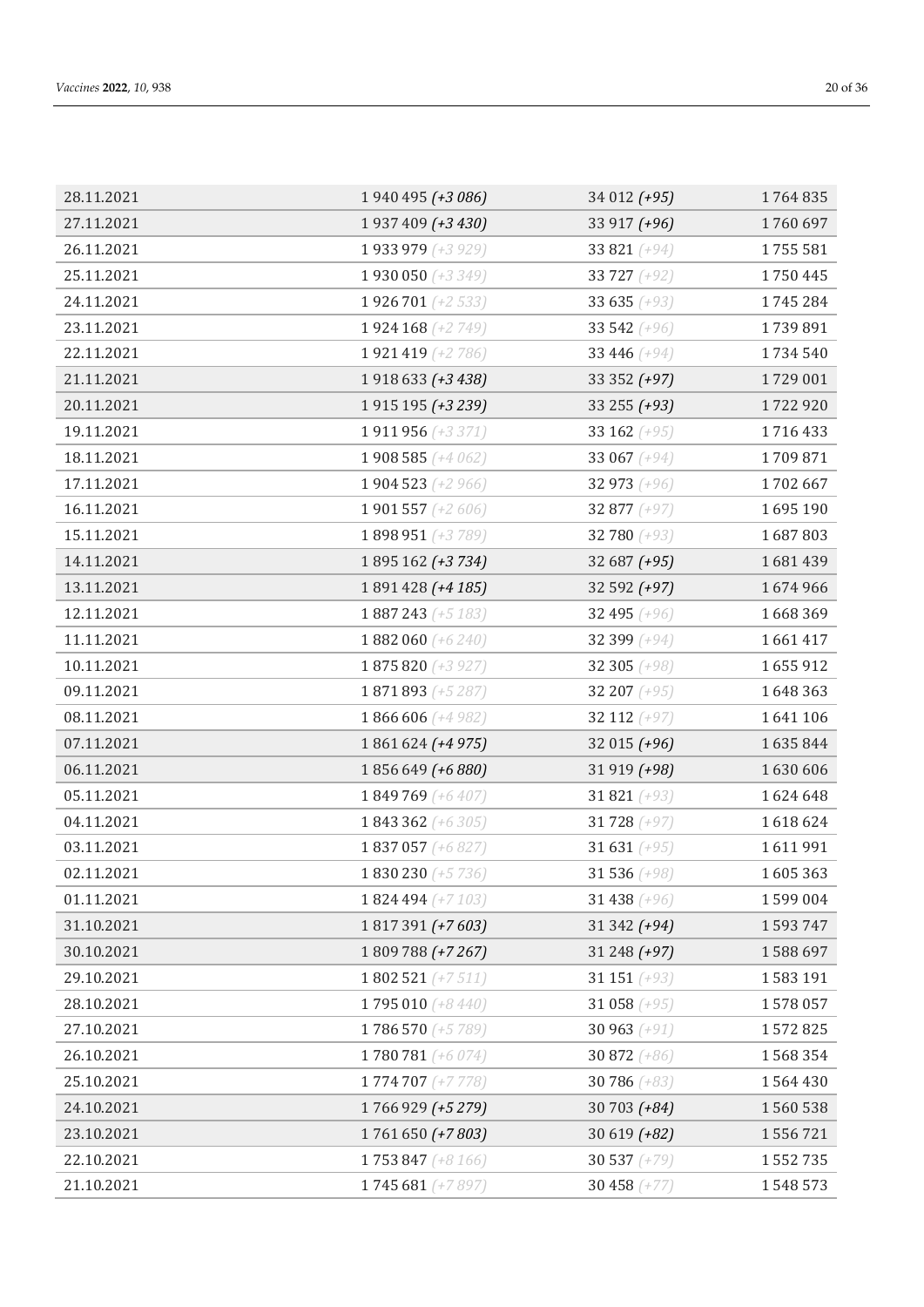| | | | |
|---|---|---|---|
| 28.11.2021 | 1 940 495 *(+3 086)* | 34 012 *(+95)* | 1 764 835 |
| 27.11.2021 | 1 937 409 *(+3 430)* | 33 917 *(+96)* | 1 760 697 |
| 26.11.2021 | 1 933 979 *(+3 929)* | 33 821 *(+94)* | 1 755 581 |
| 25.11.2021 | 1 930 050 *(+3 349)* | 33 727 *(+92)* | 1 750 445 |
| 24.11.2021 | 1 926 701 *(+2 533)* | 33 635 *(+93)* | 1 745 284 |
| 23.11.2021 | 1 924 168 *(+2 749)* | 33 542 *(+96)* | 1 739 891 |
| 22.11.2021 | 1 921 419 *(+2 786)* | 33 446 *(+94)* | 1 734 540 |
| 21.11.2021 | 1 918 633 *(+3 438)* | 33 352 *(+97)* | 1 729 001 |
| 20.11.2021 | 1 915 195 *(+3 239)* | 33 255 *(+93)* | 1 722 920 |
| 19.11.2021 | 1 911 956 *(+3 371)* | 33 162 *(+95)* | 1 716 433 |
| 18.11.2021 | 1 908 585 *(+4 062)* | 33 067 *(+94)* | 1 709 871 |
| 17.11.2021 | 1 904 523 *(+2 966)* | 32 973 *(+96)* | 1 702 667 |
| 16.11.2021 | 1 901 557 *(+2 606)* | 32 877 *(+97)* | 1 695 190 |
| 15.11.2021 | 1 898 951 *(+3 789)* | 32 780 *(+93)* | 1 687 803 |
| 14.11.2021 | 1 895 162 *(+3 734)* | 32 687 *(+95)* | 1 681 439 |
| 13.11.2021 | 1 891 428 *(+4 185)* | 32 592 *(+97)* | 1 674 966 |
| 12.11.2021 | 1 887 243 *(+5 183)* | 32 495 *(+96)* | 1 668 369 |
| 11.11.2021 | 1 882 060 *(+6 240)* | 32 399 *(+94)* | 1 661 417 |
| 10.11.2021 | 1 875 820 *(+3 927)* | 32 305 *(+98)* | 1 655 912 |
| 09.11.2021 | 1 871 893 *(+5 287)* | 32 207 *(+95)* | 1 648 363 |
| 08.11.2021 | 1 866 606 *(+4 982)* | 32 112 *(+97)* | 1 641 106 |
| 07.11.2021 | 1 861 624 *(+4 975)* | 32 015 *(+96)* | 1 635 844 |
| 06.11.2021 | 1 856 649 *(+6 880)* | 31 919 *(+98)* | 1 630 606 |
| 05.11.2021 | 1 849 769 *(+6 407)* | 31 821 *(+93)* | 1 624 648 |
| 04.11.2021 | 1 843 362 *(+6 305)* | 31 728 *(+97)* | 1 618 624 |
| 03.11.2021 | 1 837 057 *(+6 827)* | 31 631 *(+95)* | 1 611 991 |
| 02.11.2021 | 1 830 230 *(+5 736)* | 31 536 *(+98)* | 1 605 363 |
| 01.11.2021 | 1 824 494 *(+7 103)* | 31 438 *(+96)* | 1 599 004 |
| 31.10.2021 | 1 817 391 *(+7 603)* | 31 342 *(+94)* | 1 593 747 |
| 30.10.2021 | 1 809 788 *(+7 267)* | 31 248 *(+97)* | 1 588 697 |
| 29.10.2021 | 1 802 521 *(+7 511)* | 31 151 *(+93)* | 1 583 191 |
| 28.10.2021 | 1 795 010 *(+8 440)* | 31 058 *(+95)* | 1 578 057 |
| 27.10.2021 | 1 786 570 *(+5 789)* | 30 963 *(+91)* | 1 572 825 |
| 26.10.2021 | 1 780 781 *(+6 074)* | 30 872 *(+86)* | 1 568 354 |
| 25.10.2021 | 1 774 707 *(+7 778)* | 30 786 *(+83)* | 1 564 430 |
| 24.10.2021 | 1 766 929 *(+5 279)* | 30 703 *(+84)* | 1 560 538 |
| 23.10.2021 | 1 761 650 *(+7 803)* | 30 619 *(+82)* | 1 556 721 |
| 22.10.2021 | 1 753 847 *(+8 166)* | 30 537 *(+79)* | 1 552 735 |
| 21.10.2021 | 1 745 681 *(+7 897)* | 30 458 *(+77)* | 1 548 573 |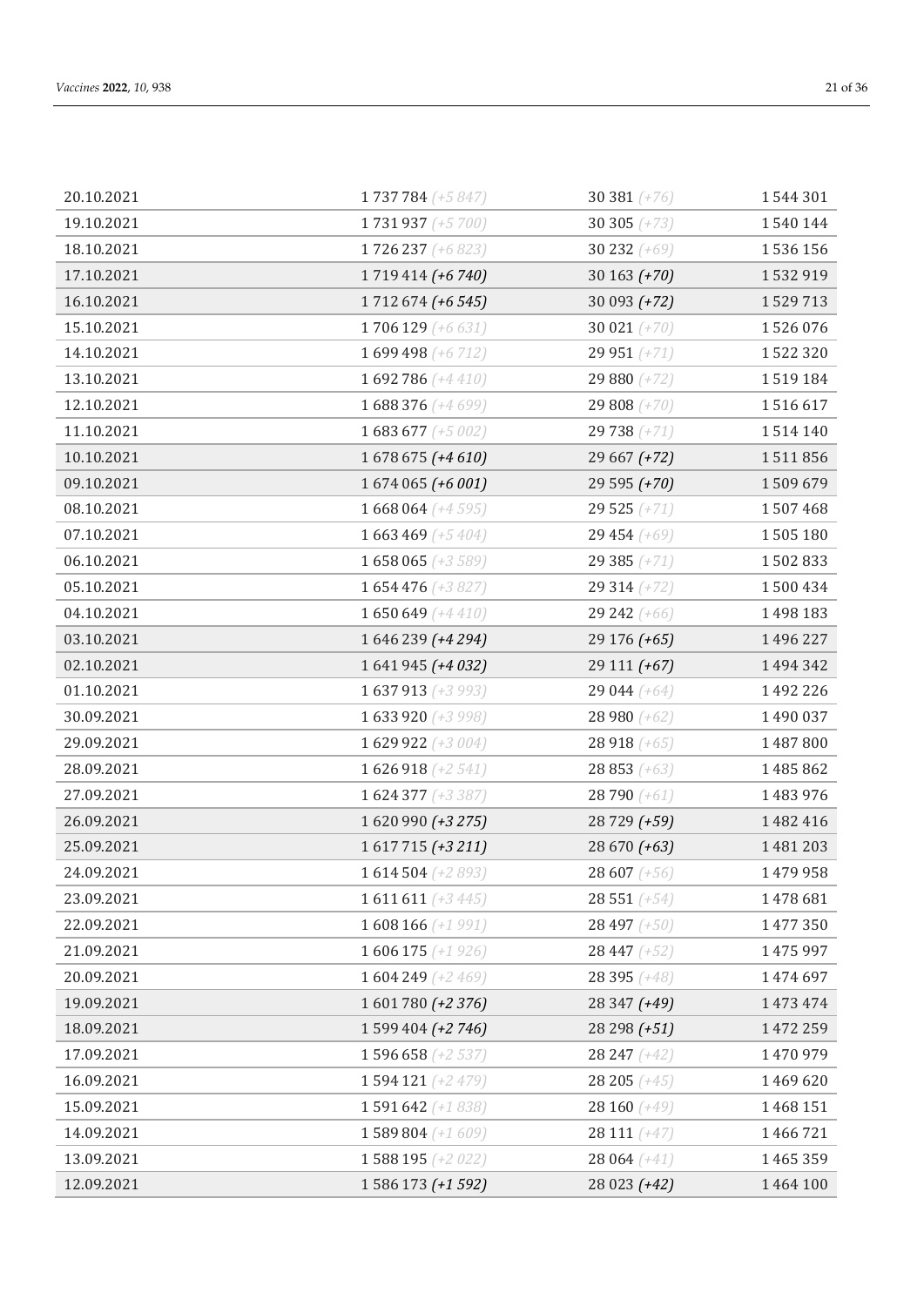| | | | |
|---|---|---|---|
| 20.10.2021 | 1 737 784 (+5 847) | 30 381 (+76) | 1 544 301 |
| 19.10.2021 | 1 731 937 (+5 700) | 30 305 (+73) | 1 540 144 |
| 18.10.2021 | 1 726 237 (+6 823) | 30 232 (+69) | 1 536 156 |
| 17.10.2021 | 1 719 414 *(+6 740)* | 30 163 *(+70)* | 1 532 919 |
| 16.10.2021 | 1 712 674 *(+6 545)* | 30 093 *(+72)* | 1 529 713 |
| 15.10.2021 | 1 706 129 (+6 631) | 30 021 (+70) | 1 526 076 |
| 14.10.2021 | 1 699 498 (+6 712) | 29 951 (+71) | 1 522 320 |
| 13.10.2021 | 1 692 786 (+4 410) | 29 880 (+72) | 1 519 184 |
| 12.10.2021 | 1 688 376 (+4 699) | 29 808 (+70) | 1 516 617 |
| 11.10.2021 | 1 683 677 (+5 002) | 29 738 (+71) | 1 514 140 |
| 10.10.2021 | 1 678 675 *(+4 610)* | 29 667 *(+72)* | 1 511 856 |
| 09.10.2021 | 1 674 065 *(+6 001)* | 29 595 *(+70)* | 1 509 679 |
| 08.10.2021 | 1 668 064 (+4 595) | 29 525 (+71) | 1 507 468 |
| 07.10.2021 | 1 663 469 (+5 404) | 29 454 (+69) | 1 505 180 |
| 06.10.2021 | 1 658 065 (+3 589) | 29 385 (+71) | 1 502 833 |
| 05.10.2021 | 1 654 476 (+3 827) | 29 314 (+72) | 1 500 434 |
| 04.10.2021 | 1 650 649 (+4 410) | 29 242 (+66) | 1 498 183 |
| 03.10.2021 | 1 646 239 *(+4 294)* | 29 176 *(+65)* | 1 496 227 |
| 02.10.2021 | 1 641 945 *(+4 032)* | 29 111 *(+67)* | 1 494 342 |
| 01.10.2021 | 1 637 913 (+3 993) | 29 044 (+64) | 1 492 226 |
| 30.09.2021 | 1 633 920 (+3 998) | 28 980 (+62) | 1 490 037 |
| 29.09.2021 | 1 629 922 (+3 004) | 28 918 (+65) | 1 487 800 |
| 28.09.2021 | 1 626 918 (+2 541) | 28 853 (+63) | 1 485 862 |
| 27.09.2021 | 1 624 377 (+3 387) | 28 790 (+61) | 1 483 976 |
| 26.09.2021 | 1 620 990 *(+3 275)* | 28 729 *(+59)* | 1 482 416 |
| 25.09.2021 | 1 617 715 *(+3 211)* | 28 670 *(+63)* | 1 481 203 |
| 24.09.2021 | 1 614 504 (+2 893) | 28 607 (+56) | 1 479 958 |
| 23.09.2021 | 1 611 611 (+3 445) | 28 551 (+54) | 1 478 681 |
| 22.09.2021 | 1 608 166 (+1 991) | 28 497 (+50) | 1 477 350 |
| 21.09.2021 | 1 606 175 (+1 926) | 28 447 (+52) | 1 475 997 |
| 20.09.2021 | 1 604 249 (+2 469) | 28 395 (+48) | 1 474 697 |
| 19.09.2021 | 1 601 780 *(+2 376)* | 28 347 *(+49)* | 1 473 474 |
| 18.09.2021 | 1 599 404 *(+2 746)* | 28 298 *(+51)* | 1 472 259 |
| 17.09.2021 | 1 596 658 (+2 537) | 28 247 (+42) | 1 470 979 |
| 16.09.2021 | 1 594 121 (+2 479) | 28 205 (+45) | 1 469 620 |
| 15.09.2021 | 1 591 642 (+1 838) | 28 160 (+49) | 1 468 151 |
| 14.09.2021 | 1 589 804 (+1 609) | 28 111 (+47) | 1 466 721 |
| 13.09.2021 | 1 588 195 (+2 022) | 28 064 (+41) | 1 465 359 |
| 12.09.2021 | 1 586 173 *(+1 592)* | 28 023 *(+42)* | 1 464 100 |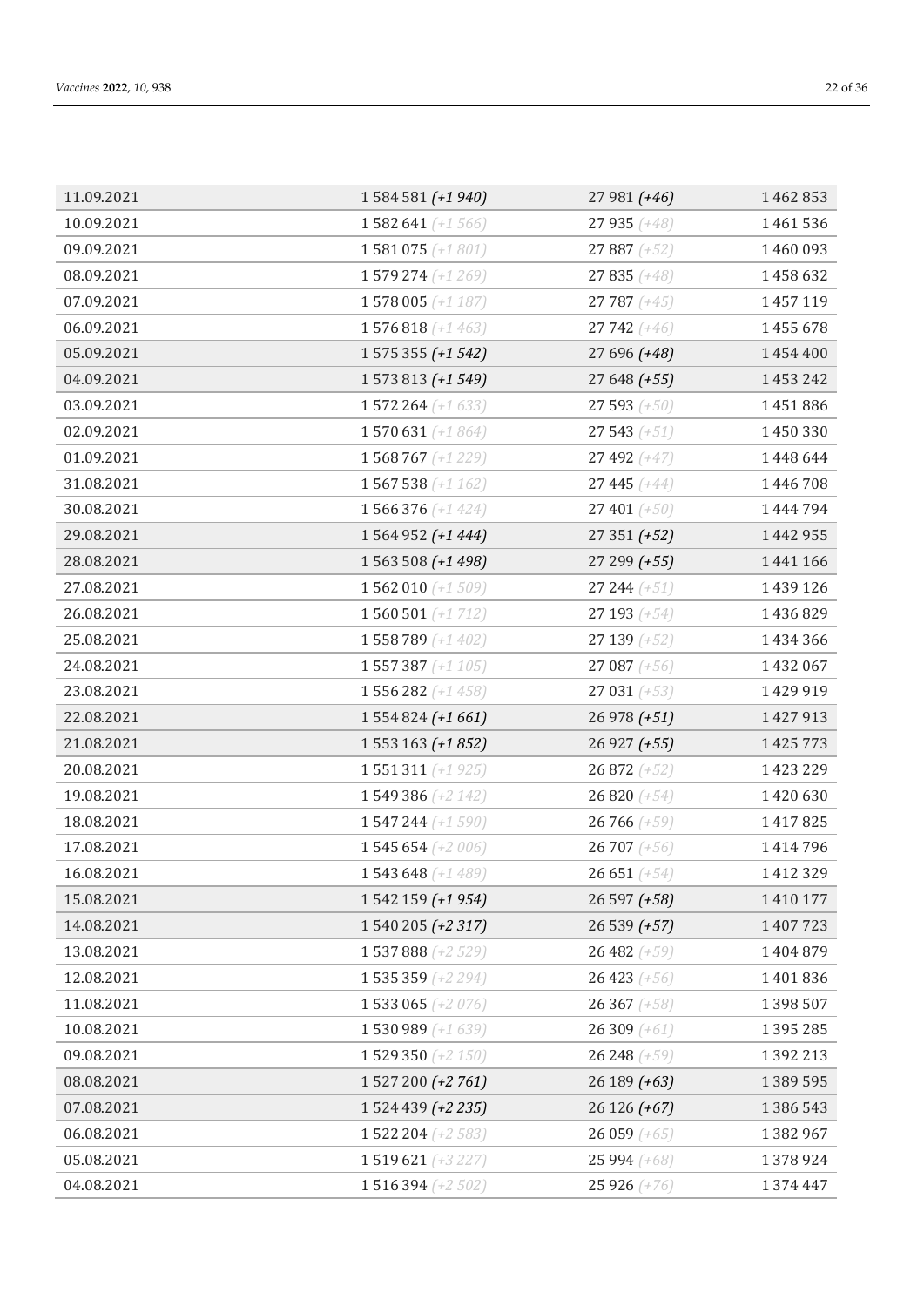| | | | |
|---|---|---|---|
| 11.09.2021 | 1 584 581 *(+1 940)* | 27 981 *(+46)* | 1 462 853 |
| 10.09.2021 | 1 582 641 *(+1 566)* | 27 935 *(+48)* | 1 461 536 |
| 09.09.2021 | 1 581 075 *(+1 801)* | 27 887 *(+52)* | 1 460 093 |
| 08.09.2021 | 1 579 274 *(+1 269)* | 27 835 *(+48)* | 1 458 632 |
| 07.09.2021 | 1 578 005 *(+1 187)* | 27 787 *(+45)* | 1 457 119 |
| 06.09.2021 | 1 576 818 *(+1 463)* | 27 742 *(+46)* | 1 455 678 |
| 05.09.2021 | 1 575 355 *(+1 542)* | 27 696 *(+48)* | 1 454 400 |
| 04.09.2021 | 1 573 813 *(+1 549)* | 27 648 *(+55)* | 1 453 242 |
| 03.09.2021 | 1 572 264 *(+1 633)* | 27 593 *(+50)* | 1 451 886 |
| 02.09.2021 | 1 570 631 *(+1 864)* | 27 543 *(+51)* | 1 450 330 |
| 01.09.2021 | 1 568 767 *(+1 229)* | 27 492 *(+47)* | 1 448 644 |
| 31.08.2021 | 1 567 538 *(+1 162)* | 27 445 *(+44)* | 1 446 708 |
| 30.08.2021 | 1 566 376 *(+1 424)* | 27 401 *(+50)* | 1 444 794 |
| 29.08.2021 | 1 564 952 *(+1 444)* | 27 351 *(+52)* | 1 442 955 |
| 28.08.2021 | 1 563 508 *(+1 498)* | 27 299 *(+55)* | 1 441 166 |
| 27.08.2021 | 1 562 010 *(+1 509)* | 27 244 *(+51)* | 1 439 126 |
| 26.08.2021 | 1 560 501 *(+1 712)* | 27 193 *(+54)* | 1 436 829 |
| 25.08.2021 | 1 558 789 *(+1 402)* | 27 139 *(+52)* | 1 434 366 |
| 24.08.2021 | 1 557 387 *(+1 105)* | 27 087 *(+56)* | 1 432 067 |
| 23.08.2021 | 1 556 282 *(+1 458)* | 27 031 *(+53)* | 1 429 919 |
| 22.08.2021 | 1 554 824 *(+1 661)* | 26 978 *(+51)* | 1 427 913 |
| 21.08.2021 | 1 553 163 *(+1 852)* | 26 927 *(+55)* | 1 425 773 |
| 20.08.2021 | 1 551 311 *(+1 925)* | 26 872 *(+52)* | 1 423 229 |
| 19.08.2021 | 1 549 386 *(+2 142)* | 26 820 *(+54)* | 1 420 630 |
| 18.08.2021 | 1 547 244 *(+1 590)* | 26 766 *(+59)* | 1 417 825 |
| 17.08.2021 | 1 545 654 *(+2 006)* | 26 707 *(+56)* | 1 414 796 |
| 16.08.2021 | 1 543 648 *(+1 489)* | 26 651 *(+54)* | 1 412 329 |
| 15.08.2021 | 1 542 159 *(+1 954)* | 26 597 *(+58)* | 1 410 177 |
| 14.08.2021 | 1 540 205 *(+2 317)* | 26 539 *(+57)* | 1 407 723 |
| 13.08.2021 | 1 537 888 *(+2 529)* | 26 482 *(+59)* | 1 404 879 |
| 12.08.2021 | 1 535 359 *(+2 294)* | 26 423 *(+56)* | 1 401 836 |
| 11.08.2021 | 1 533 065 *(+2 076)* | 26 367 *(+58)* | 1 398 507 |
| 10.08.2021 | 1 530 989 *(+1 639)* | 26 309 *(+61)* | 1 395 285 |
| 09.08.2021 | 1 529 350 *(+2 150)* | 26 248 *(+59)* | 1 392 213 |
| 08.08.2021 | 1 527 200 *(+2 761)* | 26 189 *(+63)* | 1 389 595 |
| 07.08.2021 | 1 524 439 *(+2 235)* | 26 126 *(+67)* | 1 386 543 |
| 06.08.2021 | 1 522 204 *(+2 583)* | 26 059 *(+65)* | 1 382 967 |
| 05.08.2021 | 1 519 621 *(+3 227)* | 25 994 *(+68)* | 1 378 924 |
| 04.08.2021 | 1 516 394 *(+2 502)* | 25 926 *(+76)* | 1 374 447 |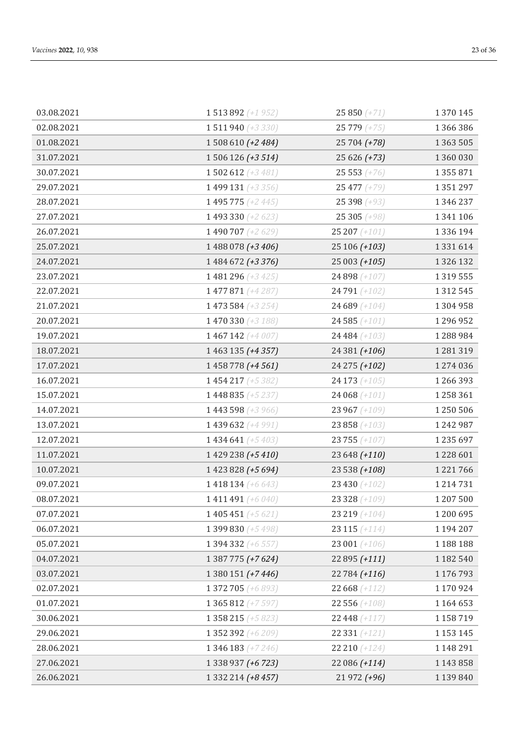| | | | |
|---|---|---|---|
| 03.08.2021 | 1 513 892 (+1 952) | 25 850 (+71) | 1 370 145 |
| 02.08.2021 | 1 511 940 (+3 330) | 25 779 (+75) | 1 366 386 |
| 01.08.2021 | 1 508 610 *(+2 484)* | 25 704 *(+78)* | 1 363 505 |
| 31.07.2021 | 1 506 126 *(+3 514)* | 25 626 *(+73)* | 1 360 030 |
| 30.07.2021 | 1 502 612 (+3 481) | 25 553 (+76) | 1 355 871 |
| 29.07.2021 | 1 499 131 (+3 356) | 25 477 (+79) | 1 351 297 |
| 28.07.2021 | 1 495 775 (+2 445) | 25 398 (+93) | 1 346 237 |
| 27.07.2021 | 1 493 330 (+2 623) | 25 305 (+98) | 1 341 106 |
| 26.07.2021 | 1 490 707 (+2 629) | 25 207 (+101) | 1 336 194 |
| 25.07.2021 | 1 488 078 *(+3 406)* | 25 106 *(+103)* | 1 331 614 |
| 24.07.2021 | 1 484 672 *(+3 376)* | 25 003 *(+105)* | 1 326 132 |
| 23.07.2021 | 1 481 296 (+3 425) | 24 898 (+107) | 1 319 555 |
| 22.07.2021 | 1 477 871 (+4 287) | 24 791 (+102) | 1 312 545 |
| 21.07.2021 | 1 473 584 (+3 254) | 24 689 (+104) | 1 304 958 |
| 20.07.2021 | 1 470 330 (+3 188) | 24 585 (+101) | 1 296 952 |
| 19.07.2021 | 1 467 142 (+4 007) | 24 484 (+103) | 1 288 984 |
| 18.07.2021 | 1 463 135 *(+4 357)* | 24 381 *(+106)* | 1 281 319 |
| 17.07.2021 | 1 458 778 *(+4 561)* | 24 275 *(+102)* | 1 274 036 |
| 16.07.2021 | 1 454 217 (+5 382) | 24 173 (+105) | 1 266 393 |
| 15.07.2021 | 1 448 835 (+5 237) | 24 068 (+101) | 1 258 361 |
| 14.07.2021 | 1 443 598 (+3 966) | 23 967 (+109) | 1 250 506 |
| 13.07.2021 | 1 439 632 (+4 991) | 23 858 (+103) | 1 242 987 |
| 12.07.2021 | 1 434 641 (+5 403) | 23 755 (+107) | 1 235 697 |
| 11.07.2021 | 1 429 238 *(+5 410)* | 23 648 *(+110)* | 1 228 601 |
| 10.07.2021 | 1 423 828 *(+5 694)* | 23 538 *(+108)* | 1 221 766 |
| 09.07.2021 | 1 418 134 (+6 643) | 23 430 (+102) | 1 214 731 |
| 08.07.2021 | 1 411 491 (+6 040) | 23 328 (+109) | 1 207 500 |
| 07.07.2021 | 1 405 451 (+5 621) | 23 219 (+104) | 1 200 695 |
| 06.07.2021 | 1 399 830 (+5 498) | 23 115 (+114) | 1 194 207 |
| 05.07.2021 | 1 394 332 (+6 557) | 23 001 (+106) | 1 188 188 |
| 04.07.2021 | 1 387 775 *(+7 624)* | 22 895 *(+111)* | 1 182 540 |
| 03.07.2021 | 1 380 151 *(+7 446)* | 22 784 *(+116)* | 1 176 793 |
| 02.07.2021 | 1 372 705 (+6 893) | 22 668 (+112) | 1 170 924 |
| 01.07.2021 | 1 365 812 (+7 597) | 22 556 (+108) | 1 164 653 |
| 30.06.2021 | 1 358 215 (+5 823) | 22 448 (+117) | 1 158 719 |
| 29.06.2021 | 1 352 392 (+6 209) | 22 331 (+121) | 1 153 145 |
| 28.06.2021 | 1 346 183 (+7 246) | 22 210 (+124) | 1 148 291 |
| 27.06.2021 | 1 338 937 *(+6 723)* | 22 086 *(+114)* | 1 143 858 |
| 26.06.2021 | 1 332 214 *(+8 457)* | 21 972 *(+96)* | 1 139 840 |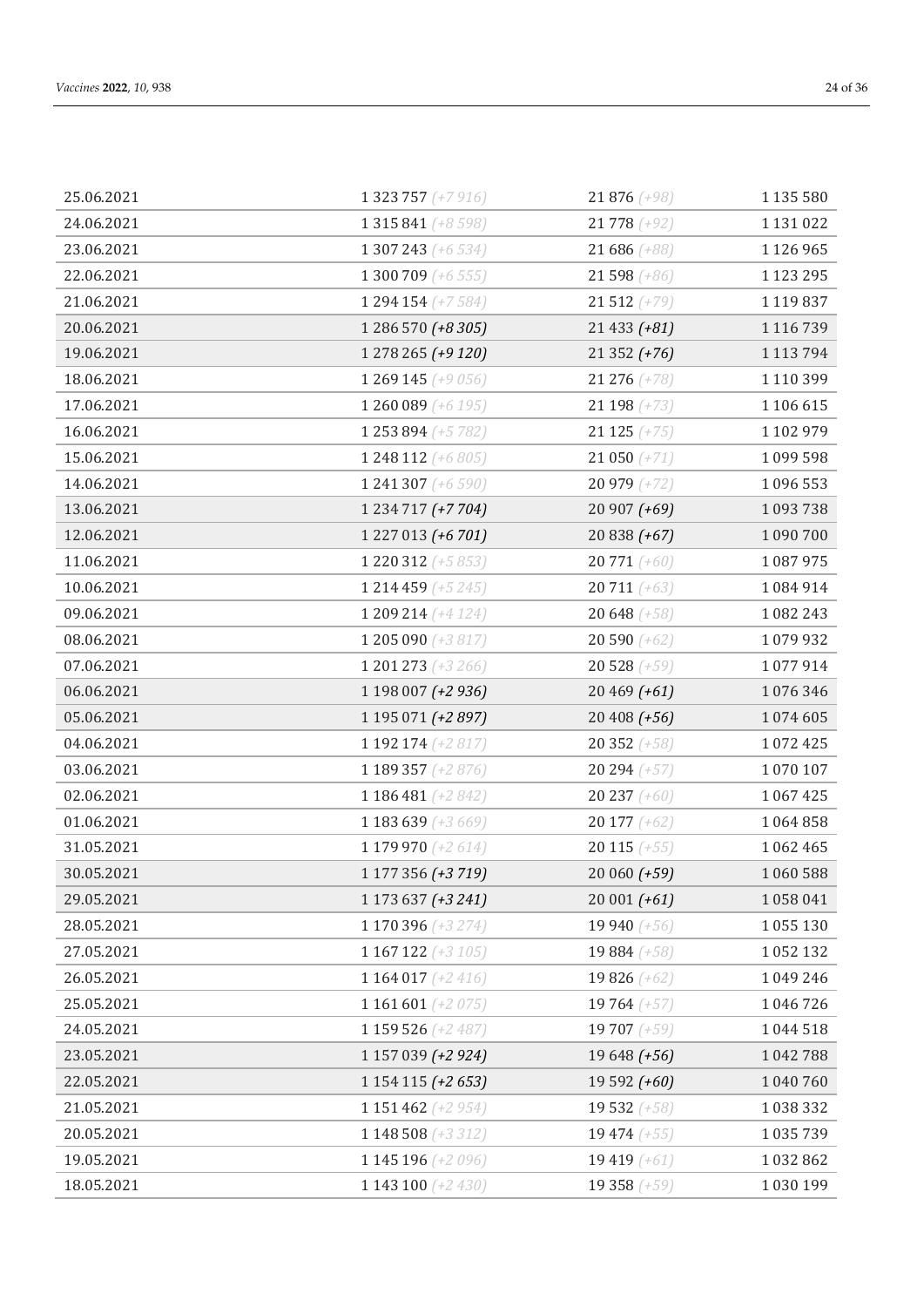| | | | |
|---|---|---|---|
| 25.06.2021 | 1 323 757 *(+7 916)* | 21 876 *(+98)* | 1 135 580 |
| 24.06.2021 | 1 315 841 *(+8 598)* | 21 778 *(+92)* | 1 131 022 |
| 23.06.2021 | 1 307 243 *(+6 534)* | 21 686 *(+88)* | 1 126 965 |
| 22.06.2021 | 1 300 709 *(+6 555)* | 21 598 *(+86)* | 1 123 295 |
| 21.06.2021 | 1 294 154 *(+7 584)* | 21 512 *(+79)* | 1 119 837 |
| 20.06.2021 | 1 286 570 *(+8 305)* | 21 433 *(+81)* | 1 116 739 |
| 19.06.2021 | 1 278 265 *(+9 120)* | 21 352 *(+76)* | 1 113 794 |
| 18.06.2021 | 1 269 145 *(+9 056)* | 21 276 *(+78)* | 1 110 399 |
| 17.06.2021 | 1 260 089 *(+6 195)* | 21 198 *(+73)* | 1 106 615 |
| 16.06.2021 | 1 253 894 *(+5 782)* | 21 125 *(+75)* | 1 102 979 |
| 15.06.2021 | 1 248 112 *(+6 805)* | 21 050 *(+71)* | 1 099 598 |
| 14.06.2021 | 1 241 307 *(+6 590)* | 20 979 *(+72)* | 1 096 553 |
| 13.06.2021 | 1 234 717 *(+7 704)* | 20 907 *(+69)* | 1 093 738 |
| 12.06.2021 | 1 227 013 *(+6 701)* | 20 838 *(+67)* | 1 090 700 |
| 11.06.2021 | 1 220 312 *(+5 853)* | 20 771 *(+60)* | 1 087 975 |
| 10.06.2021 | 1 214 459 *(+5 245)* | 20 711 *(+63)* | 1 084 914 |
| 09.06.2021 | 1 209 214 *(+4 124)* | 20 648 *(+58)* | 1 082 243 |
| 08.06.2021 | 1 205 090 *(+3 817)* | 20 590 *(+62)* | 1 079 932 |
| 07.06.2021 | 1 201 273 *(+3 266)* | 20 528 *(+59)* | 1 077 914 |
| 06.06.2021 | 1 198 007 *(+2 936)* | 20 469 *(+61)* | 1 076 346 |
| 05.06.2021 | 1 195 071 *(+2 897)* | 20 408 *(+56)* | 1 074 605 |
| 04.06.2021 | 1 192 174 *(+2 817)* | 20 352 *(+58)* | 1 072 425 |
| 03.06.2021 | 1 189 357 *(+2 876)* | 20 294 *(+57)* | 1 070 107 |
| 02.06.2021 | 1 186 481 *(+2 842)* | 20 237 *(+60)* | 1 067 425 |
| 01.06.2021 | 1 183 639 *(+3 669)* | 20 177 *(+62)* | 1 064 858 |
| 31.05.2021 | 1 179 970 *(+2 614)* | 20 115 *(+55)* | 1 062 465 |
| 30.05.2021 | 1 177 356 *(+3 719)* | 20 060 *(+59)* | 1 060 588 |
| 29.05.2021 | 1 173 637 *(+3 241)* | 20 001 *(+61)* | 1 058 041 |
| 28.05.2021 | 1 170 396 *(+3 274)* | 19 940 *(+56)* | 1 055 130 |
| 27.05.2021 | 1 167 122 *(+3 105)* | 19 884 *(+58)* | 1 052 132 |
| 26.05.2021 | 1 164 017 *(+2 416)* | 19 826 *(+62)* | 1 049 246 |
| 25.05.2021 | 1 161 601 *(+2 075)* | 19 764 *(+57)* | 1 046 726 |
| 24.05.2021 | 1 159 526 *(+2 487)* | 19 707 *(+59)* | 1 044 518 |
| 23.05.2021 | 1 157 039 *(+2 924)* | 19 648 *(+56)* | 1 042 788 |
| 22.05.2021 | 1 154 115 *(+2 653)* | 19 592 *(+60)* | 1 040 760 |
| 21.05.2021 | 1 151 462 *(+2 954)* | 19 532 *(+58)* | 1 038 332 |
| 20.05.2021 | 1 148 508 *(+3 312)* | 19 474 *(+55)* | 1 035 739 |
| 19.05.2021 | 1 145 196 *(+2 096)* | 19 419 *(+61)* | 1 032 862 |
| 18.05.2021 | 1 143 100 *(+2 430)* | 19 358 *(+59)* | 1 030 199 |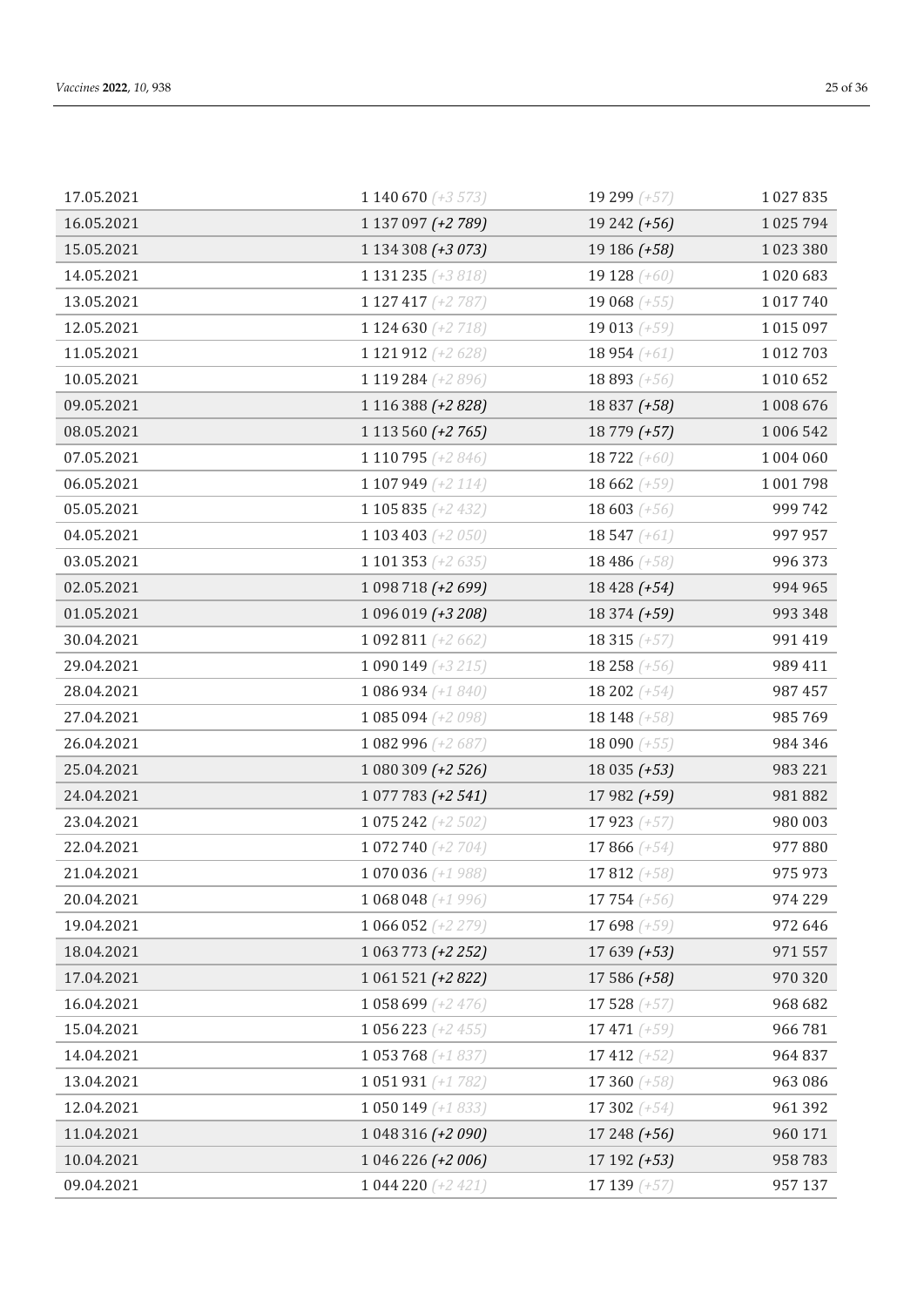| | | | |
|---|---|---|---|
| 17.05.2021 | 1 140 670 *(+3 573)* | 19 299 *(+57)* | 1 027 835 |
| 16.05.2021 | 1 137 097 *(+2 789)* | 19 242 *(+56)* | 1 025 794 |
| 15.05.2021 | 1 134 308 *(+3 073)* | 19 186 *(+58)* | 1 023 380 |
| 14.05.2021 | 1 131 235 *(+3 818)* | 19 128 *(+60)* | 1 020 683 |
| 13.05.2021 | 1 127 417 *(+2 787)* | 19 068 *(+55)* | 1 017 740 |
| 12.05.2021 | 1 124 630 *(+2 718)* | 19 013 *(+59)* | 1 015 097 |
| 11.05.2021 | 1 121 912 *(+2 628)* | 18 954 *(+61)* | 1 012 703 |
| 10.05.2021 | 1 119 284 *(+2 896)* | 18 893 *(+56)* | 1 010 652 |
| 09.05.2021 | 1 116 388 *(+2 828)* | 18 837 *(+58)* | 1 008 676 |
| 08.05.2021 | 1 113 560 *(+2 765)* | 18 779 *(+57)* | 1 006 542 |
| 07.05.2021 | 1 110 795 *(+2 846)* | 18 722 *(+60)* | 1 004 060 |
| 06.05.2021 | 1 107 949 *(+2 114)* | 18 662 *(+59)* | 1 001 798 |
| 05.05.2021 | 1 105 835 *(+2 432)* | 18 603 *(+56)* | 999 742 |
| 04.05.2021 | 1 103 403 *(+2 050)* | 18 547 *(+61)* | 997 957 |
| 03.05.2021 | 1 101 353 *(+2 635)* | 18 486 *(+58)* | 996 373 |
| 02.05.2021 | 1 098 718 *(+2 699)* | 18 428 *(+54)* | 994 965 |
| 01.05.2021 | 1 096 019 *(+3 208)* | 18 374 *(+59)* | 993 348 |
| 30.04.2021 | 1 092 811 *(+2 662)* | 18 315 *(+57)* | 991 419 |
| 29.04.2021 | 1 090 149 *(+3 215)* | 18 258 *(+56)* | 989 411 |
| 28.04.2021 | 1 086 934 *(+1 840)* | 18 202 *(+54)* | 987 457 |
| 27.04.2021 | 1 085 094 *(+2 098)* | 18 148 *(+58)* | 985 769 |
| 26.04.2021 | 1 082 996 *(+2 687)* | 18 090 *(+55)* | 984 346 |
| 25.04.2021 | 1 080 309 *(+2 526)* | 18 035 *(+53)* | 983 221 |
| 24.04.2021 | 1 077 783 *(+2 541)* | 17 982 *(+59)* | 981 882 |
| 23.04.2021 | 1 075 242 *(+2 502)* | 17 923 *(+57)* | 980 003 |
| 22.04.2021 | 1 072 740 *(+2 704)* | 17 866 *(+54)* | 977 880 |
| 21.04.2021 | 1 070 036 *(+1 988)* | 17 812 *(+58)* | 975 973 |
| 20.04.2021 | 1 068 048 *(+1 996)* | 17 754 *(+56)* | 974 229 |
| 19.04.2021 | 1 066 052 *(+2 279)* | 17 698 *(+59)* | 972 646 |
| 18.04.2021 | 1 063 773 *(+2 252)* | 17 639 *(+53)* | 971 557 |
| 17.04.2021 | 1 061 521 *(+2 822)* | 17 586 *(+58)* | 970 320 |
| 16.04.2021 | 1 058 699 *(+2 476)* | 17 528 *(+57)* | 968 682 |
| 15.04.2021 | 1 056 223 *(+2 455)* | 17 471 *(+59)* | 966 781 |
| 14.04.2021 | 1 053 768 *(+1 837)* | 17 412 *(+52)* | 964 837 |
| 13.04.2021 | 1 051 931 *(+1 782)* | 17 360 *(+58)* | 963 086 |
| 12.04.2021 | 1 050 149 *(+1 833)* | 17 302 *(+54)* | 961 392 |
| 11.04.2021 | 1 048 316 *(+2 090)* | 17 248 *(+56)* | 960 171 |
| 10.04.2021 | 1 046 226 *(+2 006)* | 17 192 *(+53)* | 958 783 |
| 09.04.2021 | 1 044 220 *(+2 421)* | 17 139 *(+57)* | 957 137 |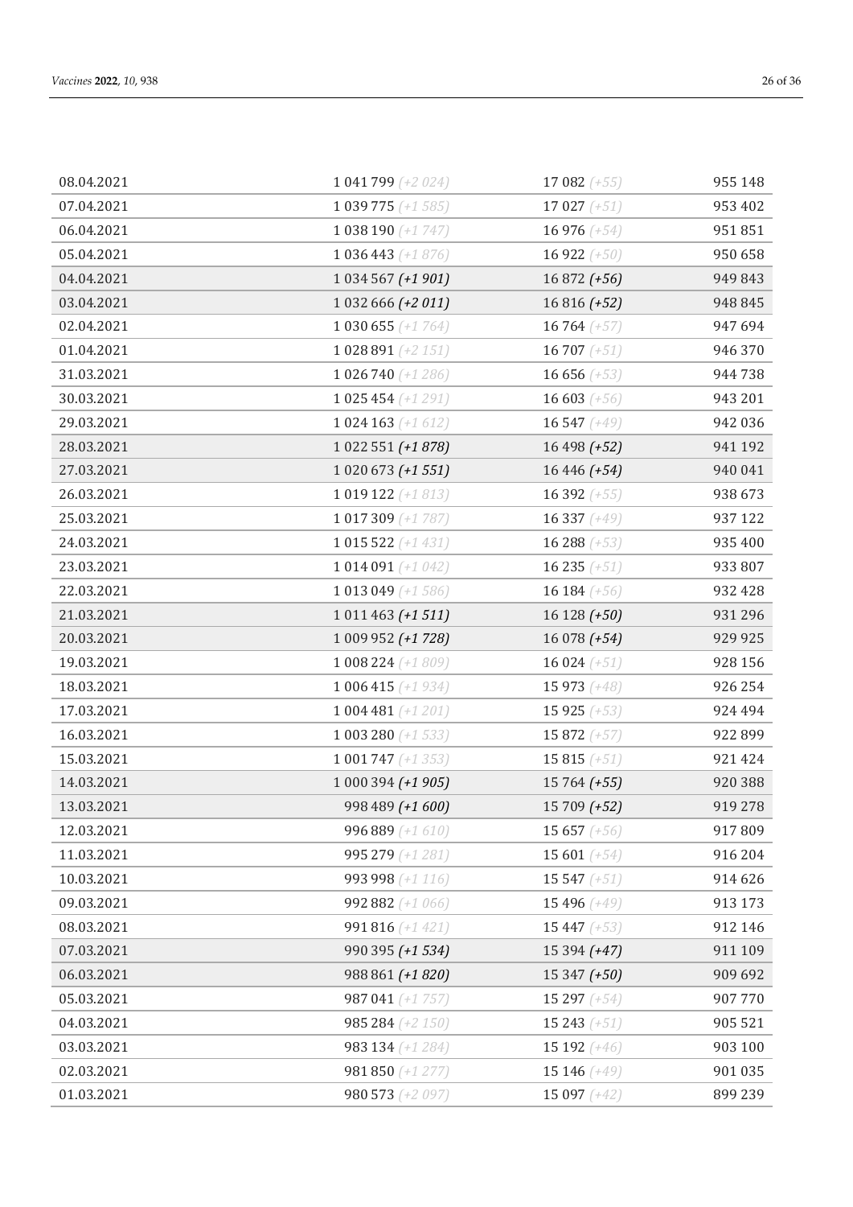| | | | |
|---|---|---|---|
| 08.04.2021 | 1 041 799 *(+2 024)* | 17 082 *(+55)* | 955 148 |
| 07.04.2021 | 1 039 775 *(+1 585)* | 17 027 *(+51)* | 953 402 |
| 06.04.2021 | 1 038 190 *(+1 747)* | 16 976 *(+54)* | 951 851 |
| 05.04.2021 | 1 036 443 *(+1 876)* | 16 922 *(+50)* | 950 658 |
| 04.04.2021 | 1 034 567 *(+1 901)* | 16 872 *(+56)* | 949 843 |
| 03.04.2021 | 1 032 666 *(+2 011)* | 16 816 *(+52)* | 948 845 |
| 02.04.2021 | 1 030 655 *(+1 764)* | 16 764 *(+57)* | 947 694 |
| 01.04.2021 | 1 028 891 *(+2 151)* | 16 707 *(+51)* | 946 370 |
| 31.03.2021 | 1 026 740 *(+1 286)* | 16 656 *(+53)* | 944 738 |
| 30.03.2021 | 1 025 454 *(+1 291)* | 16 603 *(+56)* | 943 201 |
| 29.03.2021 | 1 024 163 *(+1 612)* | 16 547 *(+49)* | 942 036 |
| 28.03.2021 | 1 022 551 *(+1 878)* | 16 498 *(+52)* | 941 192 |
| 27.03.2021 | 1 020 673 *(+1 551)* | 16 446 *(+54)* | 940 041 |
| 26.03.2021 | 1 019 122 *(+1 813)* | 16 392 *(+55)* | 938 673 |
| 25.03.2021 | 1 017 309 *(+1 787)* | 16 337 *(+49)* | 937 122 |
| 24.03.2021 | 1 015 522 *(+1 431)* | 16 288 *(+53)* | 935 400 |
| 23.03.2021 | 1 014 091 *(+1 042)* | 16 235 *(+51)* | 933 807 |
| 22.03.2021 | 1 013 049 *(+1 586)* | 16 184 *(+56)* | 932 428 |
| 21.03.2021 | 1 011 463 *(+1 511)* | 16 128 *(+50)* | 931 296 |
| 20.03.2021 | 1 009 952 *(+1 728)* | 16 078 *(+54)* | 929 925 |
| 19.03.2021 | 1 008 224 *(+1 809)* | 16 024 *(+51)* | 928 156 |
| 18.03.2021 | 1 006 415 *(+1 934)* | 15 973 *(+48)* | 926 254 |
| 17.03.2021 | 1 004 481 *(+1 201)* | 15 925 *(+53)* | 924 494 |
| 16.03.2021 | 1 003 280 *(+1 533)* | 15 872 *(+57)* | 922 899 |
| 15.03.2021 | 1 001 747 *(+1 353)* | 15 815 *(+51)* | 921 424 |
| 14.03.2021 | 1 000 394 *(+1 905)* | 15 764 *(+55)* | 920 388 |
| 13.03.2021 | 998 489 *(+1 600)* | 15 709 *(+52)* | 919 278 |
| 12.03.2021 | 996 889 *(+1 610)* | 15 657 *(+56)* | 917 809 |
| 11.03.2021 | 995 279 *(+1 281)* | 15 601 *(+54)* | 916 204 |
| 10.03.2021 | 993 998 *(+1 116)* | 15 547 *(+51)* | 914 626 |
| 09.03.2021 | 992 882 *(+1 066)* | 15 496 *(+49)* | 913 173 |
| 08.03.2021 | 991 816 *(+1 421)* | 15 447 *(+53)* | 912 146 |
| 07.03.2021 | 990 395 *(+1 534)* | 15 394 *(+47)* | 911 109 |
| 06.03.2021 | 988 861 *(+1 820)* | 15 347 *(+50)* | 909 692 |
| 05.03.2021 | 987 041 *(+1 757)* | 15 297 *(+54)* | 907 770 |
| 04.03.2021 | 985 284 *(+2 150)* | 15 243 *(+51)* | 905 521 |
| 03.03.2021 | 983 134 *(+1 284)* | 15 192 *(+46)* | 903 100 |
| 02.03.2021 | 981 850 *(+1 277)* | 15 146 *(+49)* | 901 035 |
| 01.03.2021 | 980 573 *(+2 097)* | 15 097 *(+42)* | 899 239 |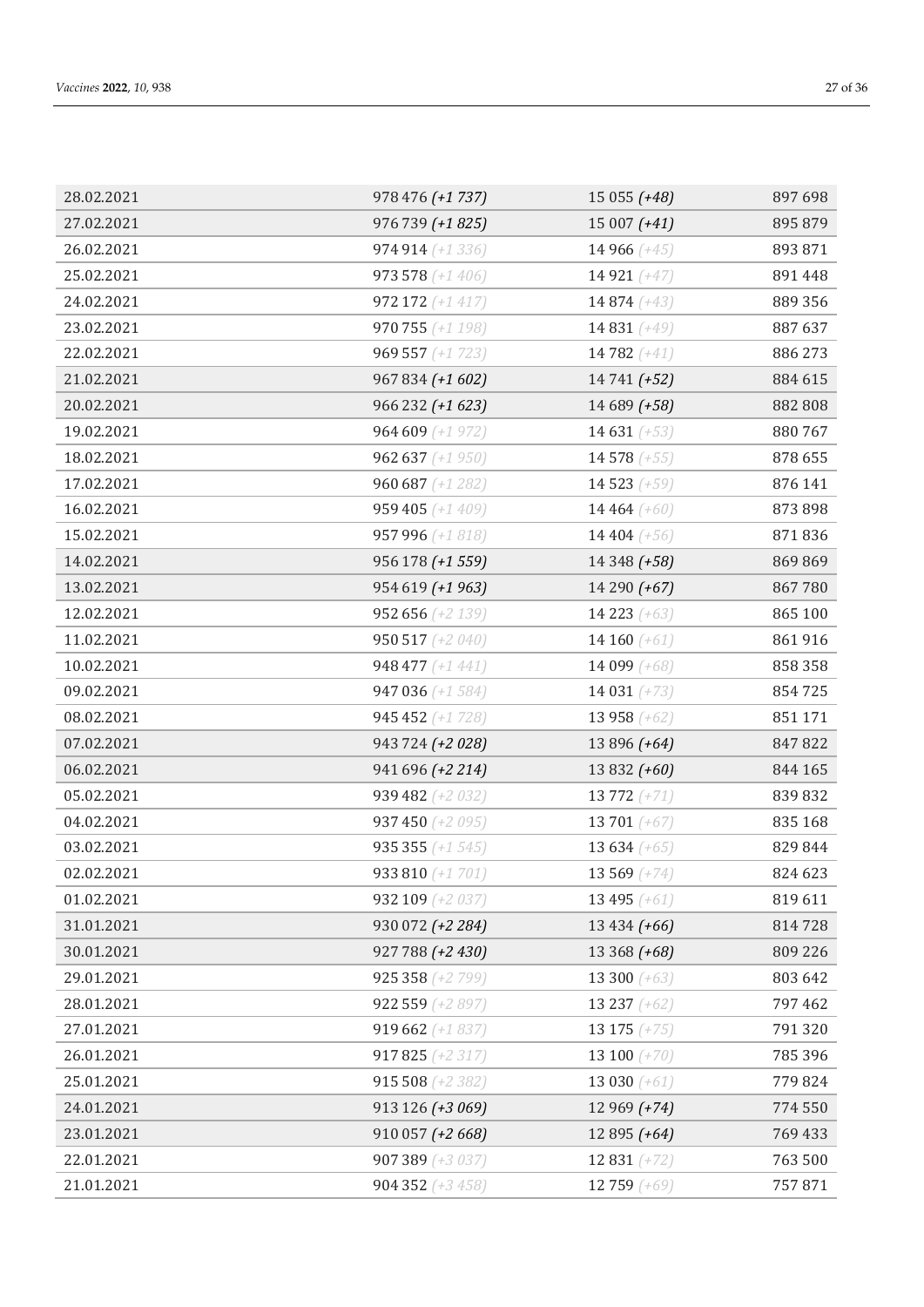| | | | |
|---|---|---|---|
| 28.02.2021 | 978 476 *(+1 737)* | 15 055 *(+48)* | 897 698 |
| 27.02.2021 | 976 739 *(+1 825)* | 15 007 *(+41)* | 895 879 |
| 26.02.2021 | 974 914 *(+1 336)* | 14 966 *(+45)* | 893 871 |
| 25.02.2021 | 973 578 *(+1 406)* | 14 921 *(+47)* | 891 448 |
| 24.02.2021 | 972 172 *(+1 417)* | 14 874 *(+43)* | 889 356 |
| 23.02.2021 | 970 755 *(+1 198)* | 14 831 *(+49)* | 887 637 |
| 22.02.2021 | 969 557 *(+1 723)* | 14 782 *(+41)* | 886 273 |
| 21.02.2021 | 967 834 *(+1 602)* | 14 741 *(+52)* | 884 615 |
| 20.02.2021 | 966 232 *(+1 623)* | 14 689 *(+58)* | 882 808 |
| 19.02.2021 | 964 609 *(+1 972)* | 14 631 *(+53)* | 880 767 |
| 18.02.2021 | 962 637 *(+1 950)* | 14 578 *(+55)* | 878 655 |
| 17.02.2021 | 960 687 *(+1 282)* | 14 523 *(+59)* | 876 141 |
| 16.02.2021 | 959 405 *(+1 409)* | 14 464 *(+60)* | 873 898 |
| 15.02.2021 | 957 996 *(+1 818)* | 14 404 *(+56)* | 871 836 |
| 14.02.2021 | 956 178 *(+1 559)* | 14 348 *(+58)* | 869 869 |
| 13.02.2021 | 954 619 *(+1 963)* | 14 290 *(+67)* | 867 780 |
| 12.02.2021 | 952 656 *(+2 139)* | 14 223 *(+63)* | 865 100 |
| 11.02.2021 | 950 517 *(+2 040)* | 14 160 *(+61)* | 861 916 |
| 10.02.2021 | 948 477 *(+1 441)* | 14 099 *(+68)* | 858 358 |
| 09.02.2021 | 947 036 *(+1 584)* | 14 031 *(+73)* | 854 725 |
| 08.02.2021 | 945 452 *(+1 728)* | 13 958 *(+62)* | 851 171 |
| 07.02.2021 | 943 724 *(+2 028)* | 13 896 *(+64)* | 847 822 |
| 06.02.2021 | 941 696 *(+2 214)* | 13 832 *(+60)* | 844 165 |
| 05.02.2021 | 939 482 *(+2 032)* | 13 772 *(+71)* | 839 832 |
| 04.02.2021 | 937 450 *(+2 095)* | 13 701 *(+67)* | 835 168 |
| 03.02.2021 | 935 355 *(+1 545)* | 13 634 *(+65)* | 829 844 |
| 02.02.2021 | 933 810 *(+1 701)* | 13 569 *(+74)* | 824 623 |
| 01.02.2021 | 932 109 *(+2 037)* | 13 495 *(+61)* | 819 611 |
| 31.01.2021 | 930 072 *(+2 284)* | 13 434 *(+66)* | 814 728 |
| 30.01.2021 | 927 788 *(+2 430)* | 13 368 *(+68)* | 809 226 |
| 29.01.2021 | 925 358 *(+2 799)* | 13 300 *(+63)* | 803 642 |
| 28.01.2021 | 922 559 *(+2 897)* | 13 237 *(+62)* | 797 462 |
| 27.01.2021 | 919 662 *(+1 837)* | 13 175 *(+75)* | 791 320 |
| 26.01.2021 | 917 825 *(+2 317)* | 13 100 *(+70)* | 785 396 |
| 25.01.2021 | 915 508 *(+2 382)* | 13 030 *(+61)* | 779 824 |
| 24.01.2021 | 913 126 *(+3 069)* | 12 969 *(+74)* | 774 550 |
| 23.01.2021 | 910 057 *(+2 668)* | 12 895 *(+64)* | 769 433 |
| 22.01.2021 | 907 389 *(+3 037)* | 12 831 *(+72)* | 763 500 |
| 21.01.2021 | 904 352 *(+3 458)* | 12 759 *(+69)* | 757 871 |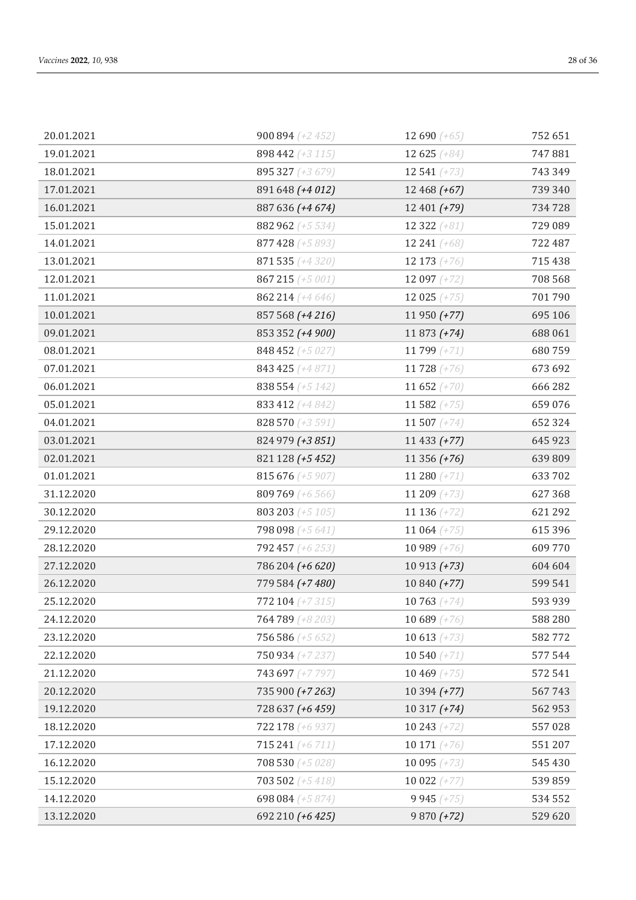| | | | |
|---|---|---|---|
| 20.01.2021 | 900 894 *(+2 452)* | 12 690 *(+65)* | 752 651 |
| 19.01.2021 | 898 442 *(+3 115)* | 12 625 *(+84)* | 747 881 |
| 18.01.2021 | 895 327 *(+3 679)* | 12 541 *(+73)* | 743 349 |
| 17.01.2021 | 891 648 *(+4 012)* | 12 468 *(+67)* | 739 340 |
| 16.01.2021 | 887 636 *(+4 674)* | 12 401 *(+79)* | 734 728 |
| 15.01.2021 | 882 962 *(+5 534)* | 12 322 *(+81)* | 729 089 |
| 14.01.2021 | 877 428 *(+5 893)* | 12 241 *(+68)* | 722 487 |
| 13.01.2021 | 871 535 *(+4 320)* | 12 173 *(+76)* | 715 438 |
| 12.01.2021 | 867 215 *(+5 001)* | 12 097 *(+72)* | 708 568 |
| 11.01.2021 | 862 214 *(+4 646)* | 12 025 *(+75)* | 701 790 |
| 10.01.2021 | 857 568 *(+4 216)* | 11 950 *(+77)* | 695 106 |
| 09.01.2021 | 853 352 *(+4 900)* | 11 873 *(+74)* | 688 061 |
| 08.01.2021 | 848 452 *(+5 027)* | 11 799 *(+71)* | 680 759 |
| 07.01.2021 | 843 425 *(+4 871)* | 11 728 *(+76)* | 673 692 |
| 06.01.2021 | 838 554 *(+5 142)* | 11 652 *(+70)* | 666 282 |
| 05.01.2021 | 833 412 *(+4 842)* | 11 582 *(+75)* | 659 076 |
| 04.01.2021 | 828 570 *(+3 591)* | 11 507 *(+74)* | 652 324 |
| 03.01.2021 | 824 979 *(+3 851)* | 11 433 *(+77)* | 645 923 |
| 02.01.2021 | 821 128 *(+5 452)* | 11 356 *(+76)* | 639 809 |
| 01.01.2021 | 815 676 *(+5 907)* | 11 280 *(+71)* | 633 702 |
| 31.12.2020 | 809 769 *(+6 566)* | 11 209 *(+73)* | 627 368 |
| 30.12.2020 | 803 203 *(+5 105)* | 11 136 *(+72)* | 621 292 |
| 29.12.2020 | 798 098 *(+5 641)* | 11 064 *(+75)* | 615 396 |
| 28.12.2020 | 792 457 *(+6 253)* | 10 989 *(+76)* | 609 770 |
| 27.12.2020 | 786 204 *(+6 620)* | 10 913 *(+73)* | 604 604 |
| 26.12.2020 | 779 584 *(+7 480)* | 10 840 *(+77)* | 599 541 |
| 25.12.2020 | 772 104 *(+7 315)* | 10 763 *(+74)* | 593 939 |
| 24.12.2020 | 764 789 *(+8 203)* | 10 689 *(+76)* | 588 280 |
| 23.12.2020 | 756 586 *(+5 652)* | 10 613 *(+73)* | 582 772 |
| 22.12.2020 | 750 934 *(+7 237)* | 10 540 *(+71)* | 577 544 |
| 21.12.2020 | 743 697 *(+7 797)* | 10 469 *(+75)* | 572 541 |
| 20.12.2020 | 735 900 *(+7 263)* | 10 394 *(+77)* | 567 743 |
| 19.12.2020 | 728 637 *(+6 459)* | 10 317 *(+74)* | 562 953 |
| 18.12.2020 | 722 178 *(+6 937)* | 10 243 *(+72)* | 557 028 |
| 17.12.2020 | 715 241 *(+6 711)* | 10 171 *(+76)* | 551 207 |
| 16.12.2020 | 708 530 *(+5 028)* | 10 095 *(+73)* | 545 430 |
| 15.12.2020 | 703 502 *(+5 418)* | 10 022 *(+77)* | 539 859 |
| 14.12.2020 | 698 084 *(+5 874)* | 9 945 *(+75)* | 534 552 |
| 13.12.2020 | 692 210 *(+6 425)* | 9 870 *(+72)* | 529 620 |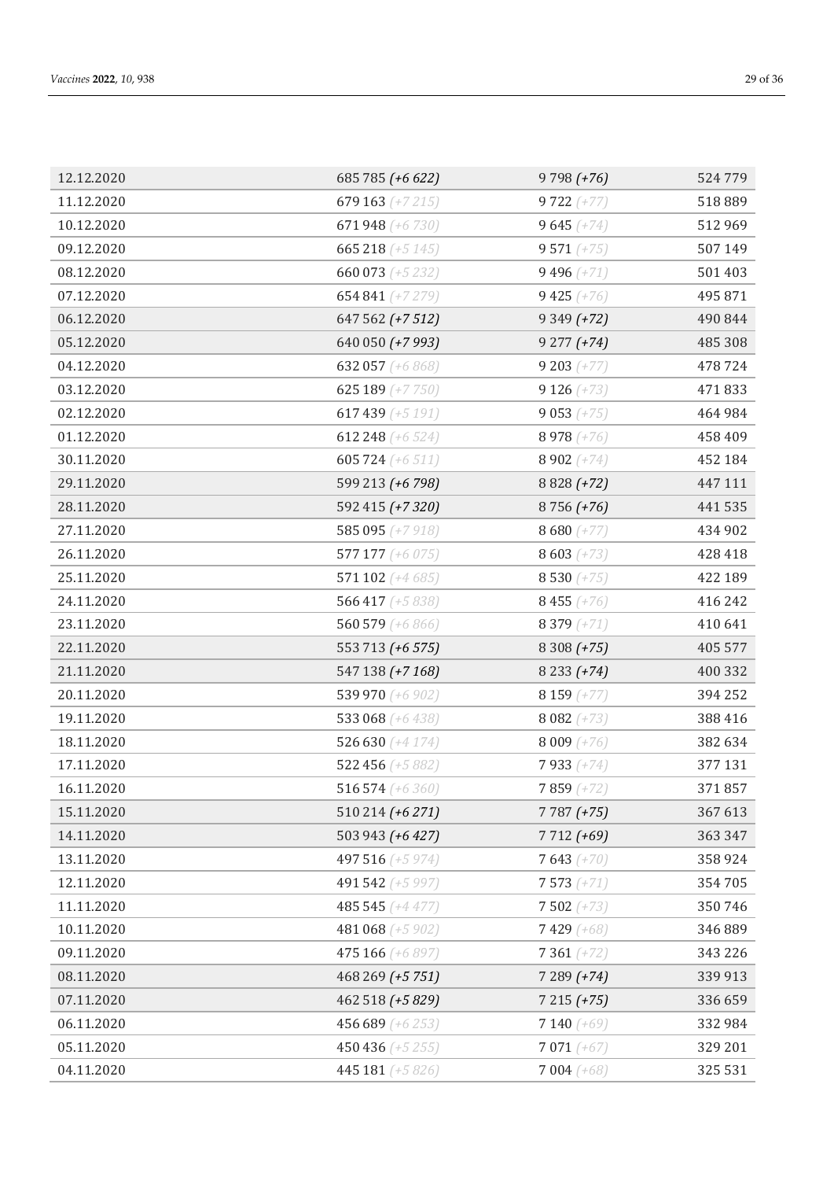| | | | |
|---|---|---|---|
| 12.12.2020 | 685 785 *(+6 622)* | 9 798 *(+76)* | 524 779 |
| 11.12.2020 | 679 163 *(+7 215)* | 9 722 *(+77)* | 518 889 |
| 10.12.2020 | 671 948 *(+6 730)* | 9 645 *(+74)* | 512 969 |
| 09.12.2020 | 665 218 *(+5 145)* | 9 571 *(+75)* | 507 149 |
| 08.12.2020 | 660 073 *(+5 232)* | 9 496 *(+71)* | 501 403 |
| 07.12.2020 | 654 841 *(+7 279)* | 9 425 *(+76)* | 495 871 |
| 06.12.2020 | 647 562 *(+7 512)* | 9 349 *(+72)* | 490 844 |
| 05.12.2020 | 640 050 *(+7 993)* | 9 277 *(+74)* | 485 308 |
| 04.12.2020 | 632 057 *(+6 868)* | 9 203 *(+77)* | 478 724 |
| 03.12.2020 | 625 189 *(+7 750)* | 9 126 *(+73)* | 471 833 |
| 02.12.2020 | 617 439 *(+5 191)* | 9 053 *(+75)* | 464 984 |
| 01.12.2020 | 612 248 *(+6 524)* | 8 978 *(+76)* | 458 409 |
| 30.11.2020 | 605 724 *(+6 511)* | 8 902 *(+74)* | 452 184 |
| 29.11.2020 | 599 213 *(+6 798)* | 8 828 *(+72)* | 447 111 |
| 28.11.2020 | 592 415 *(+7 320)* | 8 756 *(+76)* | 441 535 |
| 27.11.2020 | 585 095 *(+7 918)* | 8 680 *(+77)* | 434 902 |
| 26.11.2020 | 577 177 *(+6 075)* | 8 603 *(+73)* | 428 418 |
| 25.11.2020 | 571 102 *(+4 685)* | 8 530 *(+75)* | 422 189 |
| 24.11.2020 | 566 417 *(+5 838)* | 8 455 *(+76)* | 416 242 |
| 23.11.2020 | 560 579 *(+6 866)* | 8 379 *(+71)* | 410 641 |
| 22.11.2020 | 553 713 *(+6 575)* | 8 308 *(+75)* | 405 577 |
| 21.11.2020 | 547 138 *(+7 168)* | 8 233 *(+74)* | 400 332 |
| 20.11.2020 | 539 970 *(+6 902)* | 8 159 *(+77)* | 394 252 |
| 19.11.2020 | 533 068 *(+6 438)* | 8 082 *(+73)* | 388 416 |
| 18.11.2020 | 526 630 *(+4 174)* | 8 009 *(+76)* | 382 634 |
| 17.11.2020 | 522 456 *(+5 882)* | 7 933 *(+74)* | 377 131 |
| 16.11.2020 | 516 574 *(+6 360)* | 7 859 *(+72)* | 371 857 |
| 15.11.2020 | 510 214 *(+6 271)* | 7 787 *(+75)* | 367 613 |
| 14.11.2020 | 503 943 *(+6 427)* | 7 712 *(+69)* | 363 347 |
| 13.11.2020 | 497 516 *(+5 974)* | 7 643 *(+70)* | 358 924 |
| 12.11.2020 | 491 542 *(+5 997)* | 7 573 *(+71)* | 354 705 |
| 11.11.2020 | 485 545 *(+4 477)* | 7 502 *(+73)* | 350 746 |
| 10.11.2020 | 481 068 *(+5 902)* | 7 429 *(+68)* | 346 889 |
| 09.11.2020 | 475 166 *(+6 897)* | 7 361 *(+72)* | 343 226 |
| 08.11.2020 | 468 269 *(+5 751)* | 7 289 *(+74)* | 339 913 |
| 07.11.2020 | 462 518 *(+5 829)* | 7 215 *(+75)* | 336 659 |
| 06.11.2020 | 456 689 *(+6 253)* | 7 140 *(+69)* | 332 984 |
| 05.11.2020 | 450 436 *(+5 255)* | 7 071 *(+67)* | 329 201 |
| 04.11.2020 | 445 181 *(+5 826)* | 7 004 *(+68)* | 325 531 |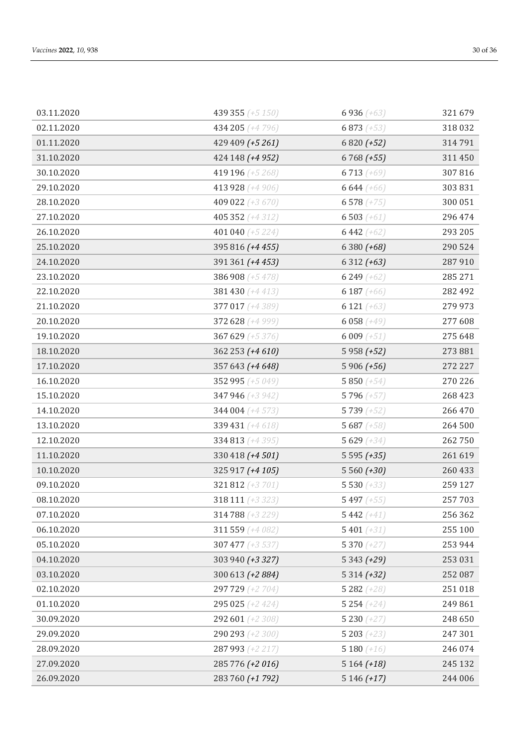| | | | |
|---|---|---|---|
| 03.11.2020 | 439 355 *(+5 150)* | 6 936 *(+63)* | 321 679 |
| 02.11.2020 | 434 205 *(+4 796)* | 6 873 *(+53)* | 318 032 |
| 01.11.2020 | 429 409 *(+5 261)* | 6 820 *(+52)* | 314 791 |
| 31.10.2020 | 424 148 *(+4 952)* | 6 768 *(+55)* | 311 450 |
| 30.10.2020 | 419 196 *(+5 268)* | 6 713 *(+69)* | 307 816 |
| 29.10.2020 | 413 928 *(+4 906)* | 6 644 *(+66)* | 303 831 |
| 28.10.2020 | 409 022 *(+3 670)* | 6 578 *(+75)* | 300 051 |
| 27.10.2020 | 405 352 *(+4 312)* | 6 503 *(+61)* | 296 474 |
| 26.10.2020 | 401 040 *(+5 224)* | 6 442 *(+62)* | 293 205 |
| 25.10.2020 | 395 816 *(+4 455)* | 6 380 *(+68)* | 290 524 |
| 24.10.2020 | 391 361 *(+4 453)* | 6 312 *(+63)* | 287 910 |
| 23.10.2020 | 386 908 *(+5 478)* | 6 249 *(+62)* | 285 271 |
| 22.10.2020 | 381 430 *(+4 413)* | 6 187 *(+66)* | 282 492 |
| 21.10.2020 | 377 017 *(+4 389)* | 6 121 *(+63)* | 279 973 |
| 20.10.2020 | 372 628 *(+4 999)* | 6 058 *(+49)* | 277 608 |
| 19.10.2020 | 367 629 *(+5 376)* | 6 009 *(+51)* | 275 648 |
| 18.10.2020 | 362 253 *(+4 610)* | 5 958 *(+52)* | 273 881 |
| 17.10.2020 | 357 643 *(+4 648)* | 5 906 *(+56)* | 272 227 |
| 16.10.2020 | 352 995 *(+5 049)* | 5 850 *(+54)* | 270 226 |
| 15.10.2020 | 347 946 *(+3 942)* | 5 796 *(+57)* | 268 423 |
| 14.10.2020 | 344 004 *(+4 573)* | 5 739 *(+52)* | 266 470 |
| 13.10.2020 | 339 431 *(+4 618)* | 5 687 *(+58)* | 264 500 |
| 12.10.2020 | 334 813 *(+4 395)* | 5 629 *(+34)* | 262 750 |
| 11.10.2020 | 330 418 *(+4 501)* | 5 595 *(+35)* | 261 619 |
| 10.10.2020 | 325 917 *(+4 105)* | 5 560 *(+30)* | 260 433 |
| 09.10.2020 | 321 812 *(+3 701)* | 5 530 *(+33)* | 259 127 |
| 08.10.2020 | 318 111 *(+3 323)* | 5 497 *(+55)* | 257 703 |
| 07.10.2020 | 314 788 *(+3 229)* | 5 442 *(+41)* | 256 362 |
| 06.10.2020 | 311 559 *(+4 082)* | 5 401 *(+31)* | 255 100 |
| 05.10.2020 | 307 477 *(+3 537)* | 5 370 *(+27)* | 253 944 |
| 04.10.2020 | 303 940 *(+3 327)* | 5 343 *(+29)* | 253 031 |
| 03.10.2020 | 300 613 *(+2 884)* | 5 314 *(+32)* | 252 087 |
| 02.10.2020 | 297 729 *(+2 704)* | 5 282 *(+28)* | 251 018 |
| 01.10.2020 | 295 025 *(+2 424)* | 5 254 *(+24)* | 249 861 |
| 30.09.2020 | 292 601 *(+2 308)* | 5 230 *(+27)* | 248 650 |
| 29.09.2020 | 290 293 *(+2 300)* | 5 203 *(+23)* | 247 301 |
| 28.09.2020 | 287 993 *(+2 217)* | 5 180 *(+16)* | 246 074 |
| 27.09.2020 | 285 776 *(+2 016)* | 5 164 *(+18)* | 245 132 |
| 26.09.2020 | 283 760 *(+1 792)* | 5 146 *(+17)* | 244 006 |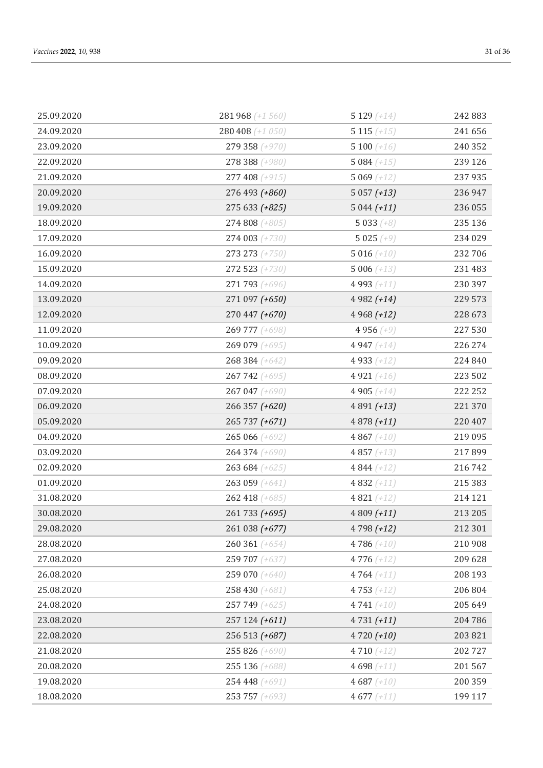| | | | |
|---|---|---|---|
| 25.09.2020 | 281 968 *(+1 560)* | 5 129 *(+14)* | 242 883 |
| 24.09.2020 | 280 408 *(+1 050)* | 5 115 *(+15)* | 241 656 |
| 23.09.2020 | 279 358 *(+970)* | 5 100 *(+16)* | 240 352 |
| 22.09.2020 | 278 388 *(+980)* | 5 084 *(+15)* | 239 126 |
| 21.09.2020 | 277 408 *(+915)* | 5 069 *(+12)* | 237 935 |
| 20.09.2020 | 276 493 ***(+860)*** | 5 057 ***(+13)*** | 236 947 |
| 19.09.2020 | 275 633 ***(+825)*** | 5 044 ***(+11)*** | 236 055 |
| 18.09.2020 | 274 808 *(+805)* | 5 033 *(+8)* | 235 136 |
| 17.09.2020 | 274 003 *(+730)* | 5 025 *(+9)* | 234 029 |
| 16.09.2020 | 273 273 *(+750)* | 5 016 *(+10)* | 232 706 |
| 15.09.2020 | 272 523 *(+730)* | 5 006 *(+13)* | 231 483 |
| 14.09.2020 | 271 793 *(+696)* | 4 993 *(+11)* | 230 397 |
| 13.09.2020 | 271 097 ***(+650)*** | 4 982 ***(+14)*** | 229 573 |
| 12.09.2020 | 270 447 ***(+670)*** | 4 968 ***(+12)*** | 228 673 |
| 11.09.2020 | 269 777 *(+698)* | 4 956 *(+9)* | 227 530 |
| 10.09.2020 | 269 079 *(+695)* | 4 947 *(+14)* | 226 274 |
| 09.09.2020 | 268 384 *(+642)* | 4 933 *(+12)* | 224 840 |
| 08.09.2020 | 267 742 *(+695)* | 4 921 *(+16)* | 223 502 |
| 07.09.2020 | 267 047 *(+690)* | 4 905 *(+14)* | 222 252 |
| 06.09.2020 | 266 357 ***(+620)*** | 4 891 ***(+13)*** | 221 370 |
| 05.09.2020 | 265 737 ***(+671)*** | 4 878 ***(+11)*** | 220 407 |
| 04.09.2020 | 265 066 *(+692)* | 4 867 *(+10)* | 219 095 |
| 03.09.2020 | 264 374 *(+690)* | 4 857 *(+13)* | 217 899 |
| 02.09.2020 | 263 684 *(+625)* | 4 844 *(+12)* | 216 742 |
| 01.09.2020 | 263 059 *(+641)* | 4 832 *(+11)* | 215 383 |
| 31.08.2020 | 262 418 *(+685)* | 4 821 *(+12)* | 214 121 |
| 30.08.2020 | 261 733 ***(+695)*** | 4 809 ***(+11)*** | 213 205 |
| 29.08.2020 | 261 038 ***(+677)*** | 4 798 ***(+12)*** | 212 301 |
| 28.08.2020 | 260 361 *(+654)* | 4 786 *(+10)* | 210 908 |
| 27.08.2020 | 259 707 *(+637)* | 4 776 *(+12)* | 209 628 |
| 26.08.2020 | 259 070 *(+640)* | 4 764 *(+11)* | 208 193 |
| 25.08.2020 | 258 430 *(+681)* | 4 753 *(+12)* | 206 804 |
| 24.08.2020 | 257 749 *(+625)* | 4 741 *(+10)* | 205 649 |
| 23.08.2020 | 257 124 ***(+611)*** | 4 731 ***(+11)*** | 204 786 |
| 22.08.2020 | 256 513 ***(+687)*** | 4 720 ***(+10)*** | 203 821 |
| 21.08.2020 | 255 826 *(+690)* | 4 710 *(+12)* | 202 727 |
| 20.08.2020 | 255 136 *(+688)* | 4 698 *(+11)* | 201 567 |
| 19.08.2020 | 254 448 *(+691)* | 4 687 *(+10)* | 200 359 |
| 18.08.2020 | 253 757 *(+693)* | 4 677 *(+11)* | 199 117 |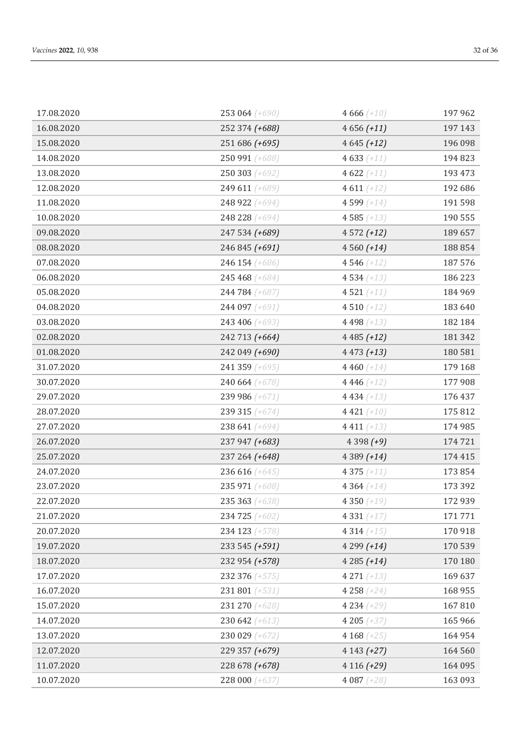| | | | |
|---|---|---|---|
| 17.08.2020 | 253 064 *(+690)* | 4 666 *(+10)* | 197 962 |
| 16.08.2020 | 252 374 *(+688)* | 4 656 *(+11)* | 197 143 |
| 15.08.2020 | 251 686 *(+695)* | 4 645 *(+12)* | 196 098 |
| 14.08.2020 | 250 991 *(+688)* | 4 633 *(+11)* | 194 823 |
| 13.08.2020 | 250 303 *(+692)* | 4 622 *(+11)* | 193 473 |
| 12.08.2020 | 249 611 *(+689)* | 4 611 *(+12)* | 192 686 |
| 11.08.2020 | 248 922 *(+694)* | 4 599 *(+14)* | 191 598 |
| 10.08.2020 | 248 228 *(+694)* | 4 585 *(+13)* | 190 555 |
| 09.08.2020 | 247 534 *(+689)* | 4 572 *(+12)* | 189 657 |
| 08.08.2020 | 246 845 *(+691)* | 4 560 *(+14)* | 188 854 |
| 07.08.2020 | 246 154 *(+686)* | 4 546 *(+12)* | 187 576 |
| 06.08.2020 | 245 468 *(+684)* | 4 534 *(+13)* | 186 223 |
| 05.08.2020 | 244 784 *(+687)* | 4 521 *(+11)* | 184 969 |
| 04.08.2020 | 244 097 *(+691)* | 4 510 *(+12)* | 183 640 |
| 03.08.2020 | 243 406 *(+693)* | 4 498 *(+13)* | 182 184 |
| 02.08.2020 | 242 713 *(+664)* | 4 485 *(+12)* | 181 342 |
| 01.08.2020 | 242 049 *(+690)* | 4 473 *(+13)* | 180 581 |
| 31.07.2020 | 241 359 *(+695)* | 4 460 *(+14)* | 179 168 |
| 30.07.2020 | 240 664 *(+678)* | 4 446 *(+12)* | 177 908 |
| 29.07.2020 | 239 986 *(+671)* | 4 434 *(+13)* | 176 437 |
| 28.07.2020 | 239 315 *(+674)* | 4 421 *(+10)* | 175 812 |
| 27.07.2020 | 238 641 *(+694)* | 4 411 *(+13)* | 174 985 |
| 26.07.2020 | 237 947 *(+683)* | 4 398 *(+9)* | 174 721 |
| 25.07.2020 | 237 264 *(+648)* | 4 389 *(+14)* | 174 415 |
| 24.07.2020 | 236 616 *(+645)* | 4 375 *(+11)* | 173 854 |
| 23.07.2020 | 235 971 *(+608)* | 4 364 *(+14)* | 173 392 |
| 22.07.2020 | 235 363 *(+638)* | 4 350 *(+19)* | 172 939 |
| 21.07.2020 | 234 725 *(+602)* | 4 331 *(+17)* | 171 771 |
| 20.07.2020 | 234 123 *(+578)* | 4 314 *(+15)* | 170 918 |
| 19.07.2020 | 233 545 *(+591)* | 4 299 *(+14)* | 170 539 |
| 18.07.2020 | 232 954 *(+578)* | 4 285 *(+14)* | 170 180 |
| 17.07.2020 | 232 376 *(+575)* | 4 271 *(+13)* | 169 637 |
| 16.07.2020 | 231 801 *(+531)* | 4 258 *(+24)* | 168 955 |
| 15.07.2020 | 231 270 *(+628)* | 4 234 *(+29)* | 167 810 |
| 14.07.2020 | 230 642 *(+613)* | 4 205 *(+37)* | 165 966 |
| 13.07.2020 | 230 029 *(+672)* | 4 168 *(+25)* | 164 954 |
| 12.07.2020 | 229 357 *(+679)* | 4 143 *(+27)* | 164 560 |
| 11.07.2020 | 228 678 *(+678)* | 4 116 *(+29)* | 164 095 |
| 10.07.2020 | 228 000 *(+637)* | 4 087 *(+28)* | 163 093 |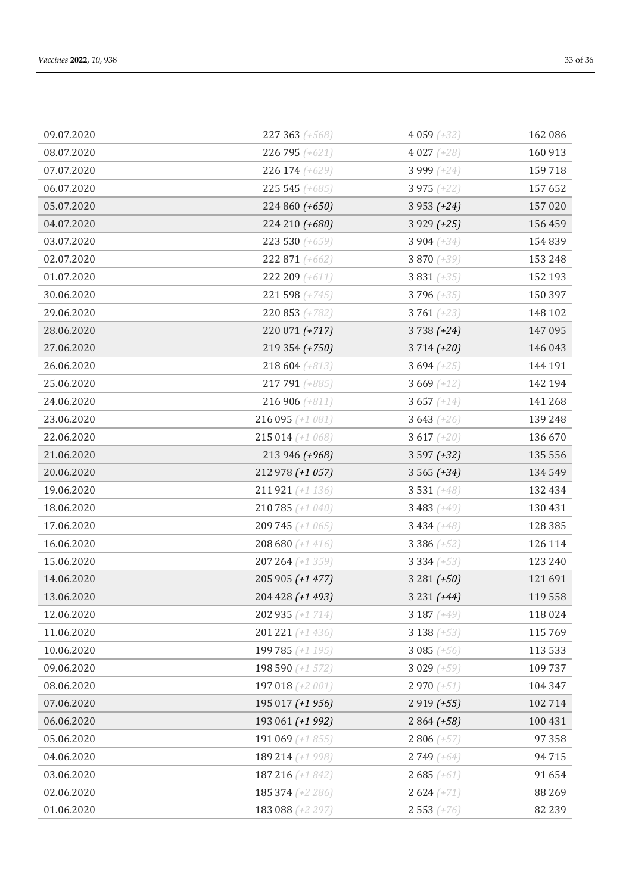| | | | |
|---|---|---|---|
| 09.07.2020 | 227 363 *(+568)* | 4 059 *(+32)* | 162 086 |
| 08.07.2020 | 226 795 *(+621)* | 4 027 *(+28)* | 160 913 |
| 07.07.2020 | 226 174 *(+629)* | 3 999 *(+24)* | 159 718 |
| 06.07.2020 | 225 545 *(+685)* | 3 975 *(+22)* | 157 652 |
| 05.07.2020 | 224 860 ***(+650)*** | 3 953 ***(+24)*** | 157 020 |
| 04.07.2020 | 224 210 ***(+680)*** | 3 929 ***(+25)*** | 156 459 |
| 03.07.2020 | 223 530 *(+659)* | 3 904 *(+34)* | 154 839 |
| 02.07.2020 | 222 871 *(+662)* | 3 870 *(+39)* | 153 248 |
| 01.07.2020 | 222 209 *(+611)* | 3 831 *(+35)* | 152 193 |
| 30.06.2020 | 221 598 *(+745)* | 3 796 *(+35)* | 150 397 |
| 29.06.2020 | 220 853 *(+782)* | 3 761 *(+23)* | 148 102 |
| 28.06.2020 | 220 071 ***(+717)*** | 3 738 ***(+24)*** | 147 095 |
| 27.06.2020 | 219 354 ***(+750)*** | 3 714 ***(+20)*** | 146 043 |
| 26.06.2020 | 218 604 *(+813)* | 3 694 *(+25)* | 144 191 |
| 25.06.2020 | 217 791 *(+885)* | 3 669 *(+12)* | 142 194 |
| 24.06.2020 | 216 906 *(+811)* | 3 657 *(+14)* | 141 268 |
| 23.06.2020 | 216 095 *(+1 081)* | 3 643 *(+26)* | 139 248 |
| 22.06.2020 | 215 014 *(+1 068)* | 3 617 *(+20)* | 136 670 |
| 21.06.2020 | 213 946 ***(+968)*** | 3 597 ***(+32)*** | 135 556 |
| 20.06.2020 | 212 978 ***(+1 057)*** | 3 565 ***(+34)*** | 134 549 |
| 19.06.2020 | 211 921 *(+1 136)* | 3 531 *(+48)* | 132 434 |
| 18.06.2020 | 210 785 *(+1 040)* | 3 483 *(+49)* | 130 431 |
| 17.06.2020 | 209 745 *(+1 065)* | 3 434 *(+48)* | 128 385 |
| 16.06.2020 | 208 680 *(+1 416)* | 3 386 *(+52)* | 126 114 |
| 15.06.2020 | 207 264 *(+1 359)* | 3 334 *(+53)* | 123 240 |
| 14.06.2020 | 205 905 ***(+1 477)*** | 3 281 ***(+50)*** | 121 691 |
| 13.06.2020 | 204 428 ***(+1 493)*** | 3 231 ***(+44)*** | 119 558 |
| 12.06.2020 | 202 935 *(+1 714)* | 3 187 *(+49)* | 118 024 |
| 11.06.2020 | 201 221 *(+1 436)* | 3 138 *(+53)* | 115 769 |
| 10.06.2020 | 199 785 *(+1 195)* | 3 085 *(+56)* | 113 533 |
| 09.06.2020 | 198 590 *(+1 572)* | 3 029 *(+59)* | 109 737 |
| 08.06.2020 | 197 018 *(+2 001)* | 2 970 *(+51)* | 104 347 |
| 07.06.2020 | 195 017 ***(+1 956)*** | 2 919 ***(+55)*** | 102 714 |
| 06.06.2020 | 193 061 ***(+1 992)*** | 2 864 ***(+58)*** | 100 431 |
| 05.06.2020 | 191 069 *(+1 855)* | 2 806 *(+57)* | 97 358 |
| 04.06.2020 | 189 214 *(+1 998)* | 2 749 *(+64)* | 94 715 |
| 03.06.2020 | 187 216 *(+1 842)* | 2 685 *(+61)* | 91 654 |
| 02.06.2020 | 185 374 *(+2 286)* | 2 624 *(+71)* | 88 269 |
| 01.06.2020 | 183 088 *(+2 297)* | 2 553 *(+76)* | 82 239 |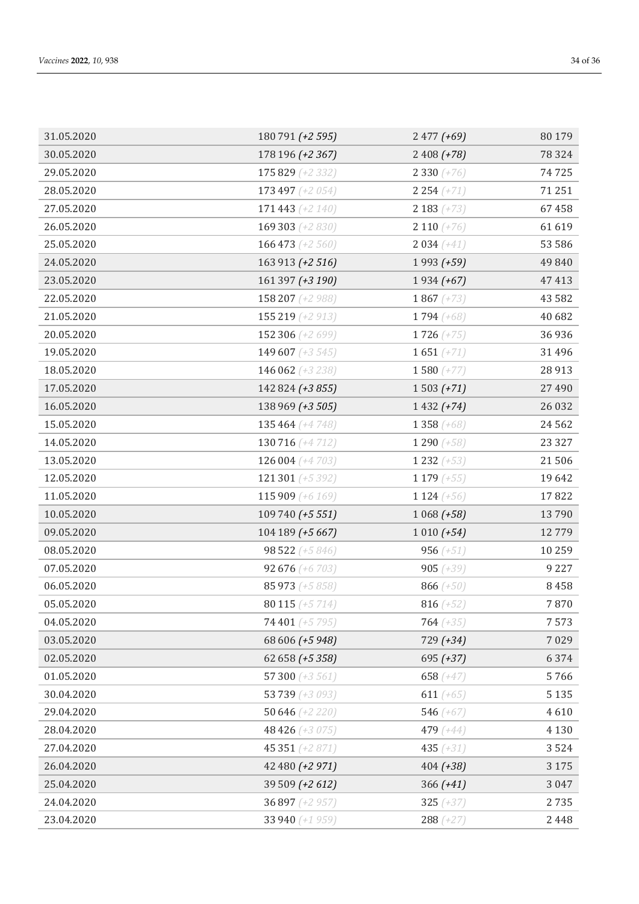| | | | |
|---|---|---|---|
| 31.05.2020 | 180 791 *(+2 595)* | 2 477 *(+69)* | 80 179 |
| 30.05.2020 | 178 196 *(+2 367)* | 2 408 *(+78)* | 78 324 |
| 29.05.2020 | 175 829 *(+2 332)* | 2 330 *(+76)* | 74 725 |
| 28.05.2020 | 173 497 *(+2 054)* | 2 254 *(+71)* | 71 251 |
| 27.05.2020 | 171 443 *(+2 140)* | 2 183 *(+73)* | 67 458 |
| 26.05.2020 | 169 303 *(+2 830)* | 2 110 *(+76)* | 61 619 |
| 25.05.2020 | 166 473 *(+2 560)* | 2 034 *(+41)* | 53 586 |
| 24.05.2020 | 163 913 *(+2 516)* | 1 993 *(+59)* | 49 840 |
| 23.05.2020 | 161 397 *(+3 190)* | 1 934 *(+67)* | 47 413 |
| 22.05.2020 | 158 207 *(+2 988)* | 1 867 *(+73)* | 43 582 |
| 21.05.2020 | 155 219 *(+2 913)* | 1 794 *(+68)* | 40 682 |
| 20.05.2020 | 152 306 *(+2 699)* | 1 726 *(+75)* | 36 936 |
| 19.05.2020 | 149 607 *(+3 545)* | 1 651 *(+71)* | 31 496 |
| 18.05.2020 | 146 062 *(+3 238)* | 1 580 *(+77)* | 28 913 |
| 17.05.2020 | 142 824 *(+3 855)* | 1 503 *(+71)* | 27 490 |
| 16.05.2020 | 138 969 *(+3 505)* | 1 432 *(+74)* | 26 032 |
| 15.05.2020 | 135 464 *(+4 748)* | 1 358 *(+68)* | 24 562 |
| 14.05.2020 | 130 716 *(+4 712)* | 1 290 *(+58)* | 23 327 |
| 13.05.2020 | 126 004 *(+4 703)* | 1 232 *(+53)* | 21 506 |
| 12.05.2020 | 121 301 *(+5 392)* | 1 179 *(+55)* | 19 642 |
| 11.05.2020 | 115 909 *(+6 169)* | 1 124 *(+56)* | 17 822 |
| 10.05.2020 | 109 740 *(+5 551)* | 1 068 *(+58)* | 13 790 |
| 09.05.2020 | 104 189 *(+5 667)* | 1 010 *(+54)* | 12 779 |
| 08.05.2020 | 98 522 *(+5 846)* | 956 *(+51)* | 10 259 |
| 07.05.2020 | 92 676 *(+6 703)* | 905 *(+39)* | 9 227 |
| 06.05.2020 | 85 973 *(+5 858)* | 866 *(+50)* | 8 458 |
| 05.05.2020 | 80 115 *(+5 714)* | 816 *(+52)* | 7 870 |
| 04.05.2020 | 74 401 *(+5 795)* | 764 *(+35)* | 7 573 |
| 03.05.2020 | 68 606 *(+5 948)* | 729 *(+34)* | 7 029 |
| 02.05.2020 | 62 658 *(+5 358)* | 695 *(+37)* | 6 374 |
| 01.05.2020 | 57 300 *(+3 561)* | 658 *(+47)* | 5 766 |
| 30.04.2020 | 53 739 *(+3 093)* | 611 *(+65)* | 5 135 |
| 29.04.2020 | 50 646 *(+2 220)* | 546 *(+67)* | 4 610 |
| 28.04.2020 | 48 426 *(+3 075)* | 479 *(+44)* | 4 130 |
| 27.04.2020 | 45 351 *(+2 871)* | 435 *(+31)* | 3 524 |
| 26.04.2020 | 42 480 *(+2 971)* | 404 *(+38)* | 3 175 |
| 25.04.2020 | 39 509 *(+2 612)* | 366 *(+41)* | 3 047 |
| 24.04.2020 | 36 897 *(+2 957)* | 325 *(+37)* | 2 735 |
| 23.04.2020 | 33 940 *(+1 959)* | 288 *(+27)* | 2 448 |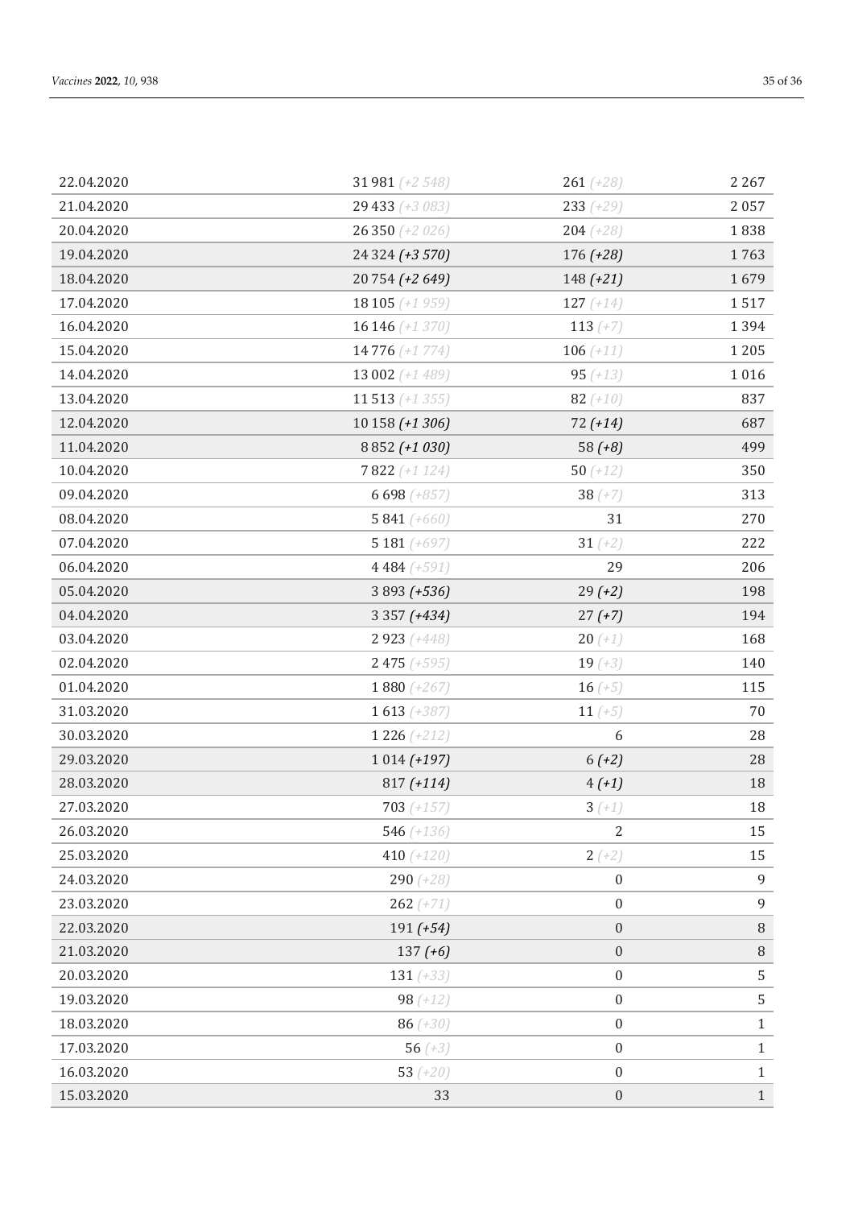| | | | |
|---|---|---|---|
| 22.04.2020 | 31 981 *(+2 548)* | 261 *(+28)* | 2 267 |
| 21.04.2020 | 29 433 *(+3 083)* | 233 *(+29)* | 2 057 |
| 20.04.2020 | 26 350 *(+2 026)* | 204 *(+28)* | 1 838 |
| 19.04.2020 | 24 324 *(+3 570)* | 176 *(+28)* | 1 763 |
| 18.04.2020 | 20 754 *(+2 649)* | 148 *(+21)* | 1 679 |
| 17.04.2020 | 18 105 *(+1 959)* | 127 *(+14)* | 1 517 |
| 16.04.2020 | 16 146 *(+1 370)* | 113 *(+7)* | 1 394 |
| 15.04.2020 | 14 776 *(+1 774)* | 106 *(+11)* | 1 205 |
| 14.04.2020 | 13 002 *(+1 489)* | 95 *(+13)* | 1 016 |
| 13.04.2020 | 11 513 *(+1 355)* | 82 *(+10)* | 837 |
| 12.04.2020 | 10 158 *(+1 306)* | 72 *(+14)* | 687 |
| 11.04.2020 | 8 852 *(+1 030)* | 58 *(+8)* | 499 |
| 10.04.2020 | 7 822 *(+1 124)* | 50 *(+12)* | 350 |
| 09.04.2020 | 6 698 *(+857)* | 38 *(+7)* | 313 |
| 08.04.2020 | 5 841 *(+660)* | 31 | 270 |
| 07.04.2020 | 5 181 *(+697)* | 31 *(+2)* | 222 |
| 06.04.2020 | 4 484 *(+591)* | 29 | 206 |
| 05.04.2020 | 3 893 *(+536)* | 29 *(+2)* | 198 |
| 04.04.2020 | 3 357 *(+434)* | 27 *(+7)* | 194 |
| 03.04.2020 | 2 923 *(+448)* | 20 *(+1)* | 168 |
| 02.04.2020 | 2 475 *(+595)* | 19 *(+3)* | 140 |
| 01.04.2020 | 1 880 *(+267)* | 16 *(+5)* | 115 |
| 31.03.2020 | 1 613 *(+387)* | 11 *(+5)* | 70 |
| 30.03.2020 | 1 226 *(+212)* | 6 | 28 |
| 29.03.2020 | 1 014 *(+197)* | 6 *(+2)* | 28 |
| 28.03.2020 | 817 *(+114)* | 4 *(+1)* | 18 |
| 27.03.2020 | 703 *(+157)* | 3 *(+1)* | 18 |
| 26.03.2020 | 546 *(+136)* | 2 | 15 |
| 25.03.2020 | 410 *(+120)* | 2 *(+2)* | 15 |
| 24.03.2020 | 290 *(+28)* | 0 | 9 |
| 23.03.2020 | 262 *(+71)* | 0 | 9 |
| 22.03.2020 | 191 *(+54)* | 0 | 8 |
| 21.03.2020 | 137 *(+6)* | 0 | 8 |
| 20.03.2020 | 131 *(+33)* | 0 | 5 |
| 19.03.2020 | 98 *(+12)* | 0 | 5 |
| 18.03.2020 | 86 *(+30)* | 0 | 1 |
| 17.03.2020 | 56 *(+3)* | 0 | 1 |
| 16.03.2020 | 53 *(+20)* | 0 | 1 |
| 15.03.2020 | 33 | 0 | 1 |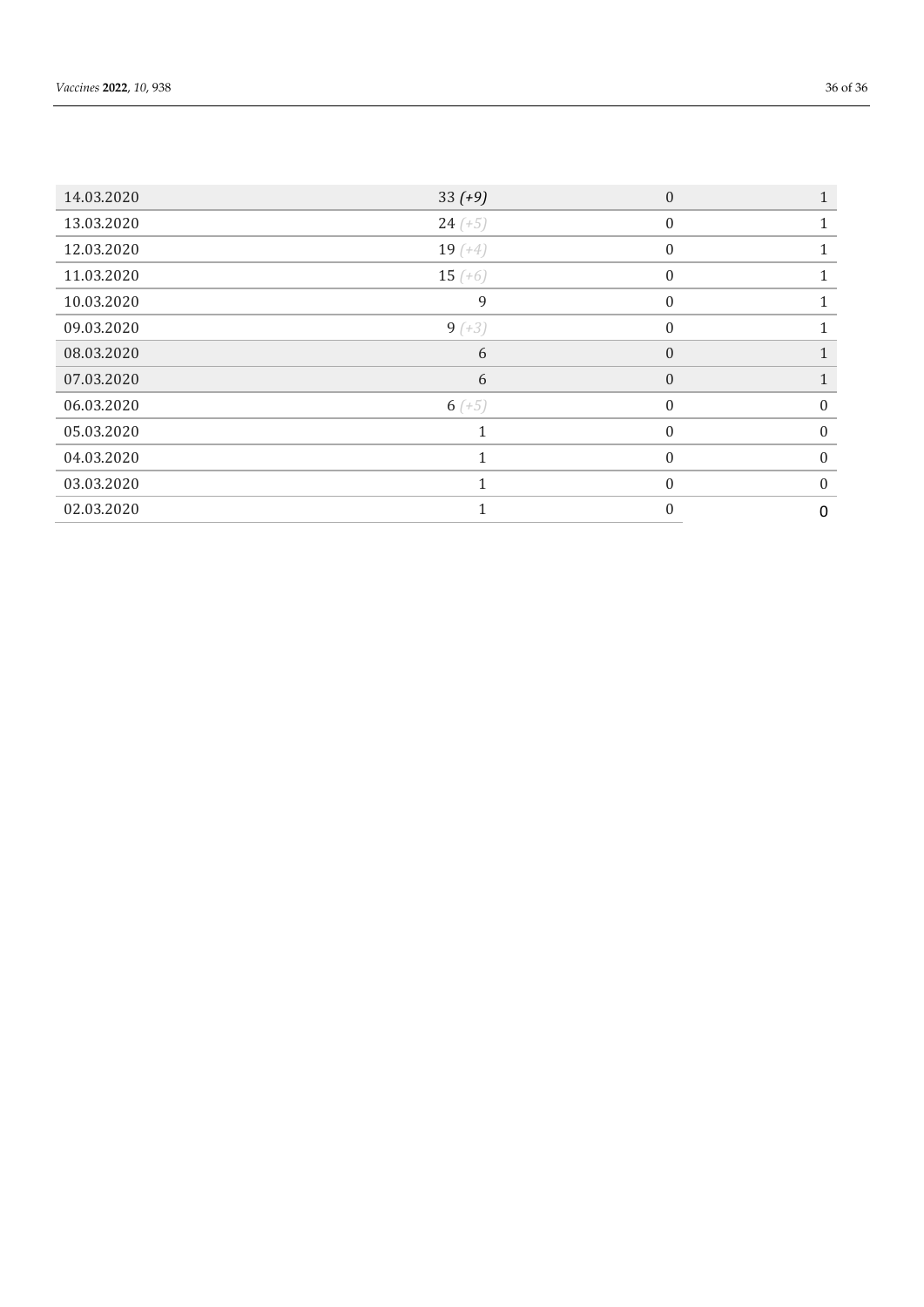| | | | |
|---|---|---|---|
| 14.03.2020 | 33 *(+9)* | 0 | 1 |
| 13.03.2020 | 24 *(+5)* | 0 | 1 |
| 12.03.2020 | 19 *(+4)* | 0 | 1 |
| 11.03.2020 | 15 *(+6)* | 0 | 1 |
| 10.03.2020 | 9 | 0 | 1 |
| 09.03.2020 | 9 *(+3)* | 0 | 1 |
| 08.03.2020 | 6 | 0 | 1 |
| 07.03.2020 | 6 | 0 | 1 |
| 06.03.2020 | 6 *(+5)* | 0 | 0 |
| 05.03.2020 | 1 | 0 | 0 |
| 04.03.2020 | 1 | 0 | 0 |
| 03.03.2020 | 1 | 0 | 0 |
| 02.03.2020 | 1 | 0 | 0 |